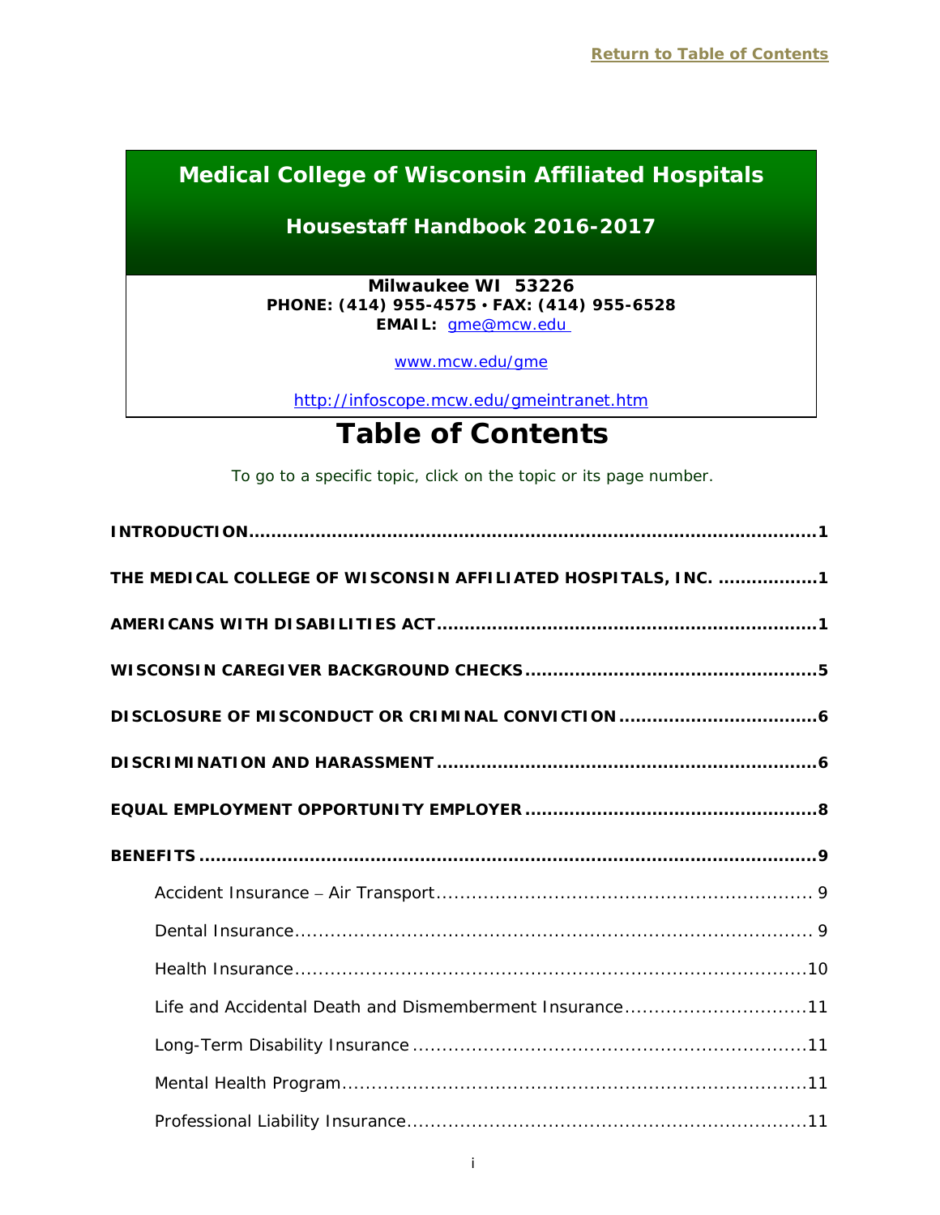Return to Table of Contents

# Medical College of Wisconsin Affiliated Hospitals

## Housestaff Handbook 2016-2017

**Milwaukee WI 53226**
**PHONE: (414) 955-4575 • FAX: (414) 955-6528**
**EMAIL:** gme@mcw.edu

www.mcw.edu/gme

http://infoscope.mcw.edu/gmeintranet.htm

# Table of Contents

To go to a specific topic, click on the topic or its page number.

**INTRODUCTION** .......... 1

**THE MEDICAL COLLEGE OF WISCONSIN AFFILIATED HOSPITALS, INC.** .......... 1

**AMERICANS WITH DISABILITIES ACT** .......... 1

**WISCONSIN CAREGIVER BACKGROUND CHECKS** .......... 5

**DISCLOSURE OF MISCONDUCT OR CRIMINAL CONVICTION** .......... 6

**DISCRIMINATION AND HARASSMENT** .......... 6

**EQUAL EMPLOYMENT OPPORTUNITY EMPLOYER** .......... 8

**BENEFITS** .......... 9

- Accident Insurance – Air Transport .......... 9
- Dental Insurance .......... 9
- Health Insurance .......... 10
- Life and Accidental Death and Dismemberment Insurance .......... 11
- Long-Term Disability Insurance .......... 11
- Mental Health Program .......... 11
- Professional Liability Insurance .......... 11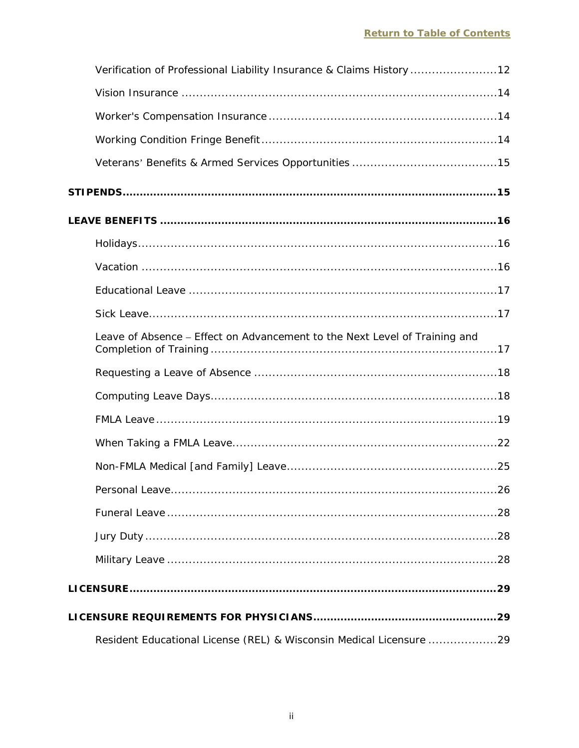[Return to Table of Contents]

Verification of Professional Liability Insurance & Claims History ........................ 12

Vision Insurance ........................ 14

Worker's Compensation Insurance ........................ 14

Working Condition Fringe Benefit ........................ 14

Veterans' Benefits & Armed Services Opportunities ........................ 15

**STIPENDS ........................ 15**

**LEAVE BENEFITS ........................ 16**

Holidays ........................ 16

Vacation ........................ 16

Educational Leave ........................ 17

Sick Leave ........................ 17

Leave of Absence – Effect on Advancement to the Next Level of Training and Completion of Training ........................ 17

Requesting a Leave of Absence ........................ 18

Computing Leave Days ........................ 18

FMLA Leave ........................ 19

When Taking a FMLA Leave ........................ 22

Non-FMLA Medical [and Family] Leave ........................ 25

Personal Leave ........................ 26

Funeral Leave ........................ 28

Jury Duty ........................ 28

Military Leave ........................ 28

**LICENSURE ........................ 29**

**LICENSURE REQUIREMENTS FOR PHYSICIANS ........................ 29**

Resident Educational License (REL) & Wisconsin Medical Licensure ........................ 29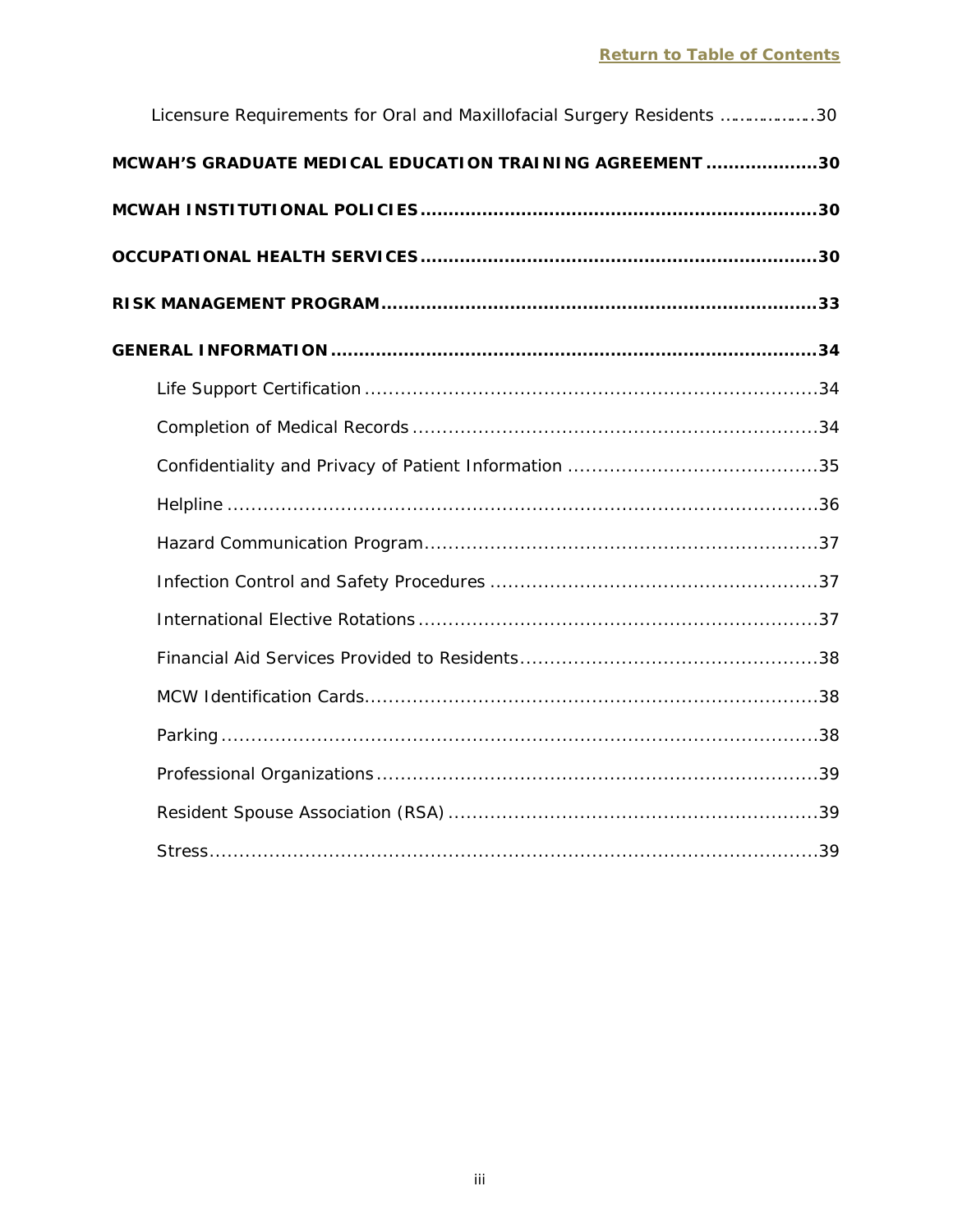[Return to Table of Contents]

Licensure Requirements for Oral and Maxillofacial Surgery Residents ................30

**MCWAH'S GRADUATE MEDICAL EDUCATION TRAINING AGREEMENT ....................30**

**MCWAH INSTITUTIONAL POLICIES ....................................................................30**

**OCCUPATIONAL HEALTH SERVICES ....................................................................30**

**RISK MANAGEMENT PROGRAM ............................................................................33**

**GENERAL INFORMATION .....................................................................................34**

Life Support Certification ............................................................................34

Completion of Medical Records ...................................................................34

Confidentiality and Privacy of Patient Information ..........................................35

Helpline ......................................................................................................36

Hazard Communication Program.................................................................37

Infection Control and Safety Procedures ......................................................37

International Elective Rotations ..................................................................37

Financial Aid Services Provided to Residents.................................................38

MCW Identification Cards............................................................................38

Parking .......................................................................................................38

Professional Organizations .........................................................................39

Resident Spouse Association (RSA) ..............................................................39

Stress.........................................................................................................39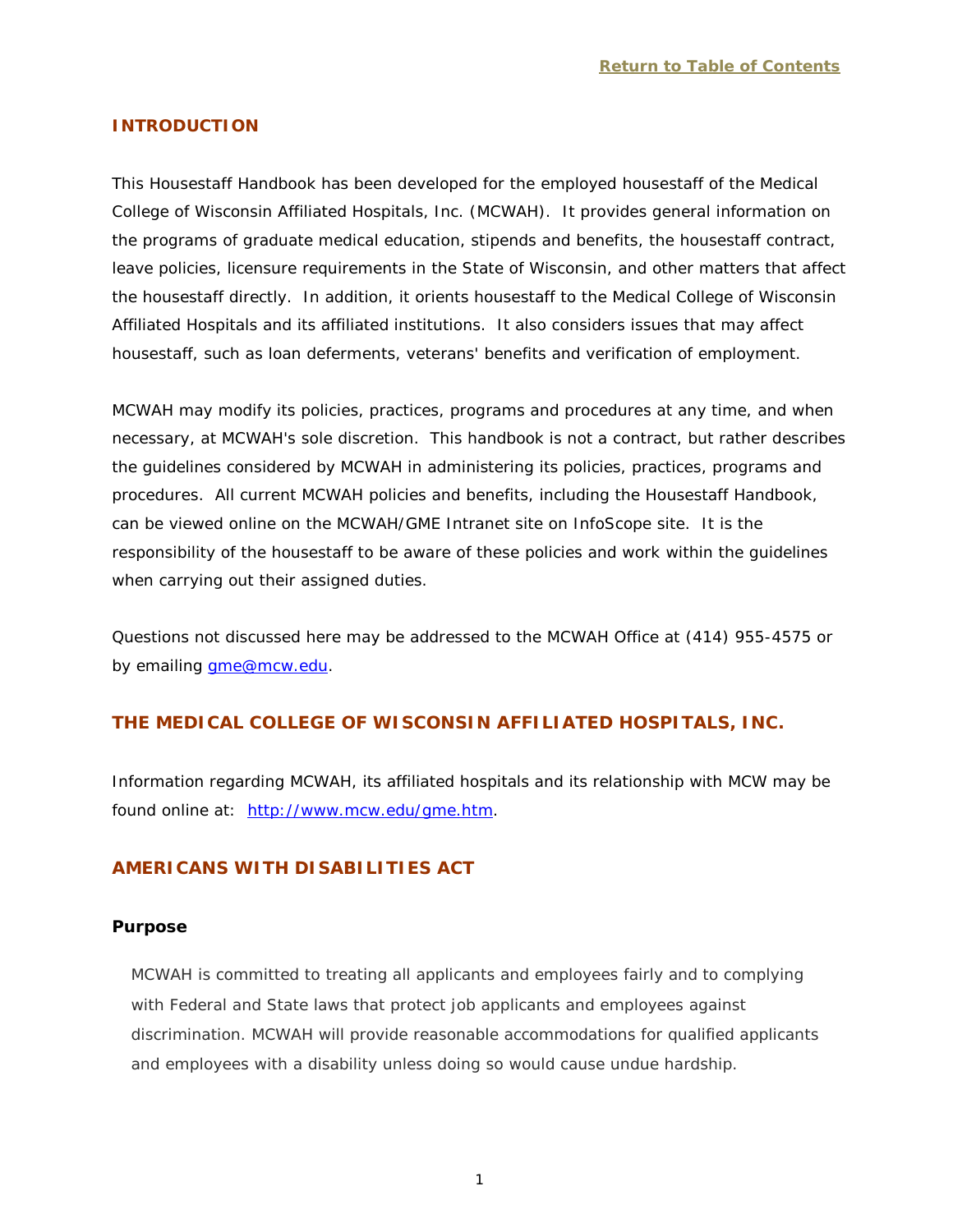[Return to Table of Contents](#)

## INTRODUCTION

This Housestaff Handbook has been developed for the employed housestaff of the Medical College of Wisconsin Affiliated Hospitals, Inc. (MCWAH). It provides general information on the programs of graduate medical education, stipends and benefits, the housestaff contract, leave policies, licensure requirements in the State of Wisconsin, and other matters that affect the housestaff directly. In addition, it orients housestaff to the Medical College of Wisconsin Affiliated Hospitals and its affiliated institutions. It also considers issues that may affect housestaff, such as loan deferments, veterans' benefits and verification of employment.

MCWAH may modify its policies, practices, programs and procedures at any time, and when necessary, at MCWAH's sole discretion. This handbook is not a contract, but rather describes the guidelines considered by MCWAH in administering its policies, practices, programs and procedures. All current MCWAH policies and benefits, including the Housestaff Handbook, can be viewed online on the MCWAH/GME Intranet site on InfoScope site. It is the responsibility of the housestaff to be aware of these policies and work within the guidelines when carrying out their assigned duties.

Questions not discussed here may be addressed to the MCWAH Office at (414) 955-4575 or by emailing [gme@mcw.edu](mailto:gme@mcw.edu).

## THE MEDICAL COLLEGE OF WISCONSIN AFFILIATED HOSPITALS, INC.

Information regarding MCWAH, its affiliated hospitals and its relationship with MCW may be found online at: [http://www.mcw.edu/gme.htm](http://www.mcw.edu/gme.htm).

## AMERICANS WITH DISABILITIES ACT

### Purpose

MCWAH is committed to treating all applicants and employees fairly and to complying with Federal and State laws that protect job applicants and employees against discrimination. MCWAH will provide reasonable accommodations for qualified applicants and employees with a disability unless doing so would cause undue hardship.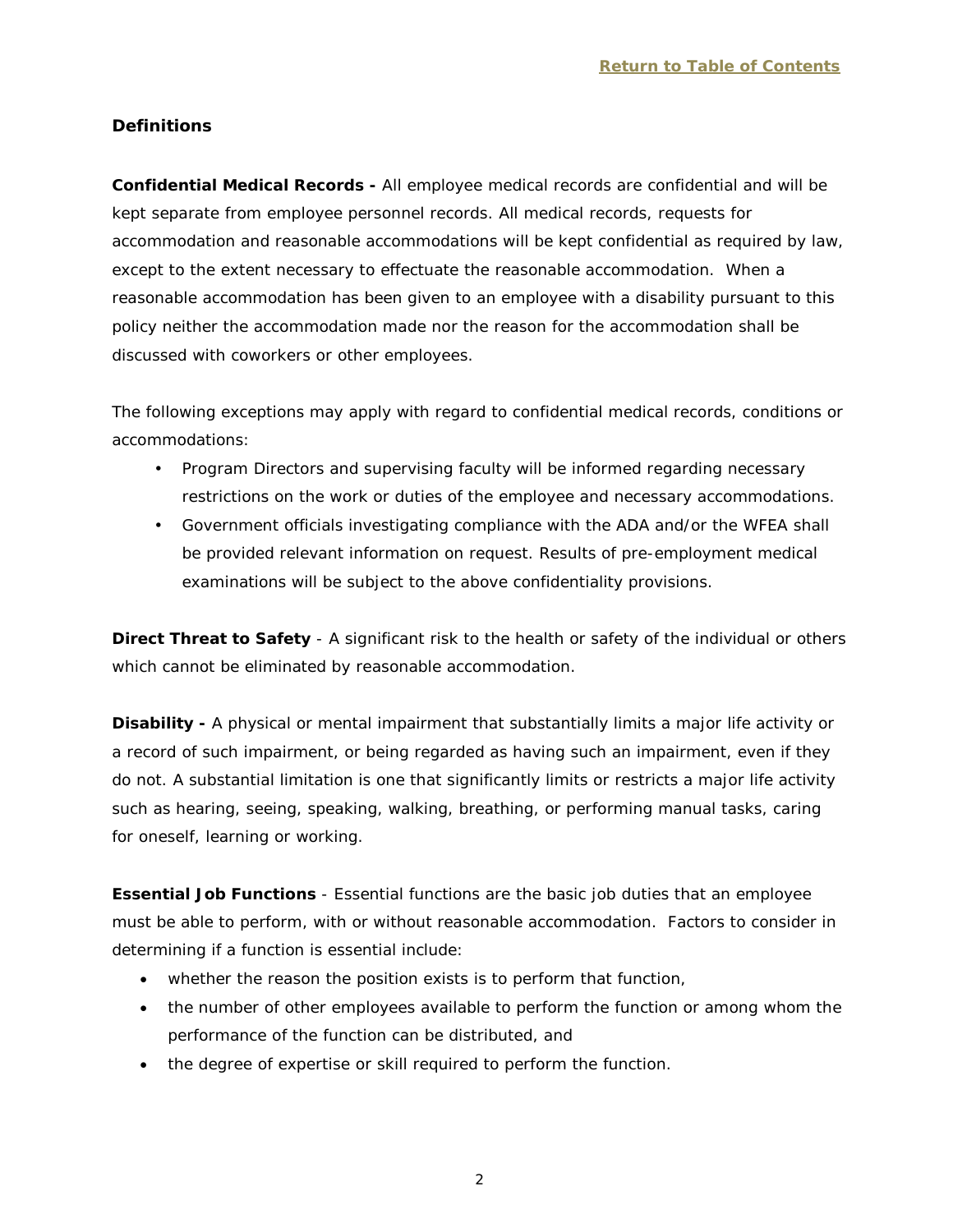[Return to Table of Contents]

## Definitions

**Confidential Medical Records -** All employee medical records are confidential and will be kept separate from employee personnel records. All medical records, requests for accommodation and reasonable accommodations will be kept confidential as required by law, except to the extent necessary to effectuate the reasonable accommodation. When a reasonable accommodation has been given to an employee with a disability pursuant to this policy neither the accommodation made nor the reason for the accommodation shall be discussed with coworkers or other employees.

The following exceptions may apply with regard to confidential medical records, conditions or accommodations:

- Program Directors and supervising faculty will be informed regarding necessary restrictions on the work or duties of the employee and necessary accommodations.
- Government officials investigating compliance with the ADA and/or the WFEA shall be provided relevant information on request. Results of pre-employment medical examinations will be subject to the above confidentiality provisions.

**Direct Threat to Safety** - A significant risk to the health or safety of the individual or others which cannot be eliminated by reasonable accommodation.

**Disability -** A physical or mental impairment that substantially limits a major life activity or a record of such impairment, or being regarded as having such an impairment, even if they do not. A substantial limitation is one that significantly limits or restricts a major life activity such as hearing, seeing, speaking, walking, breathing, or performing manual tasks, caring for oneself, learning or working.

**Essential Job Functions** - Essential functions are the basic job duties that an employee must be able to perform, with or without reasonable accommodation. Factors to consider in determining if a function is essential include:

- whether the reason the position exists is to perform that function,
- the number of other employees available to perform the function or among whom the performance of the function can be distributed, and
- the degree of expertise or skill required to perform the function.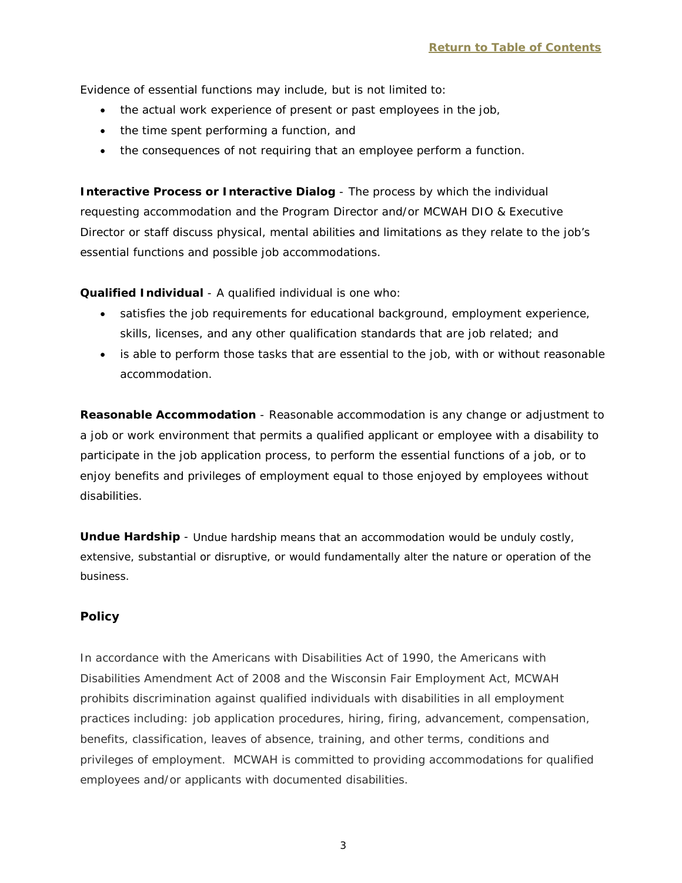Evidence of essential functions may include, but is not limited to:

- the actual work experience of present or past employees in the job,
- the time spent performing a function, and
- the consequences of not requiring that an employee perform a function.

**Interactive Process or Interactive Dialog** - The process by which the individual requesting accommodation and the Program Director and/or MCWAH DIO & Executive Director or staff discuss physical, mental abilities and limitations as they relate to the job's essential functions and possible job accommodations.

**Qualified Individual** - A qualified individual is one who:

- satisfies the job requirements for educational background, employment experience, skills, licenses, and any other qualification standards that are job related; and
- is able to perform those tasks that are essential to the job, with or without reasonable accommodation.

**Reasonable Accommodation** - Reasonable accommodation is any change or adjustment to a job or work environment that permits a qualified applicant or employee with a disability to participate in the job application process, to perform the essential functions of a job, or to enjoy benefits and privileges of employment equal to those enjoyed by employees without disabilities.

**Undue Hardship** - Undue hardship means that an accommodation would be unduly costly, extensive, substantial or disruptive, or would fundamentally alter the nature or operation of the business.

### Policy

In accordance with the Americans with Disabilities Act of 1990, the Americans with Disabilities Amendment Act of 2008 and the Wisconsin Fair Employment Act, MCWAH prohibits discrimination against qualified individuals with disabilities in all employment practices including: job application procedures, hiring, firing, advancement, compensation, benefits, classification, leaves of absence, training, and other terms, conditions and privileges of employment. MCWAH is committed to providing accommodations for qualified employees and/or applicants with documented disabilities.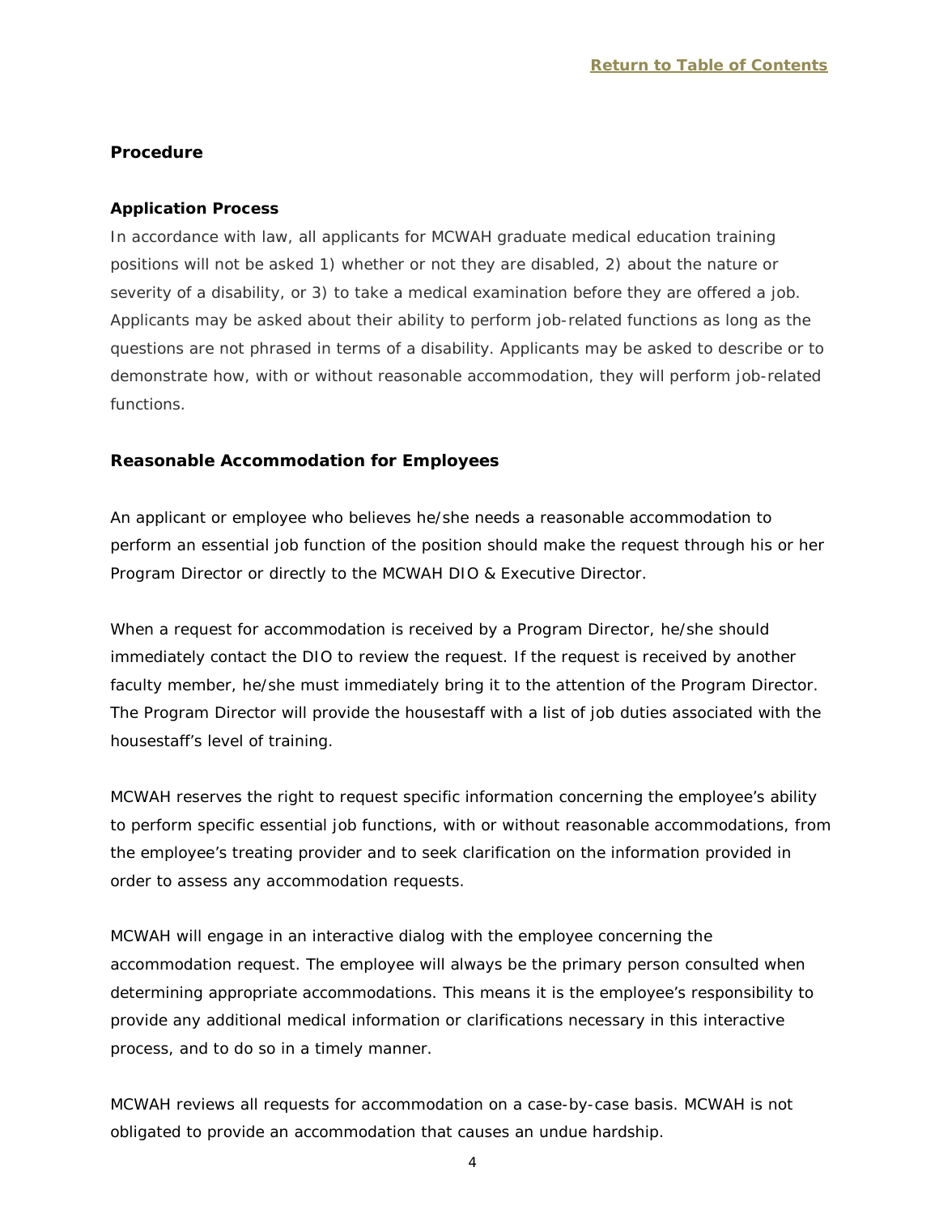### Procedure

#### Application Process

In accordance with law, all applicants for MCWAH graduate medical education training positions will not be asked 1) whether or not they are disabled, 2) about the nature or severity of a disability, or 3) to take a medical examination before they are offered a job. Applicants may be asked about their ability to perform job-related functions as long as the questions are not phrased in terms of a disability. Applicants may be asked to describe or to demonstrate how, with or without reasonable accommodation, they will perform job-related functions.

#### Reasonable Accommodation for Employees

An applicant or employee who believes he/she needs a reasonable accommodation to perform an essential job function of the position should make the request through his or her Program Director or directly to the MCWAH DIO & Executive Director.

When a request for accommodation is received by a Program Director, he/she should immediately contact the DIO to review the request. If the request is received by another faculty member, he/she must immediately bring it to the attention of the Program Director. The Program Director will provide the housestaff with a list of job duties associated with the housestaff's level of training.

MCWAH reserves the right to request specific information concerning the employee's ability to perform specific essential job functions, with or without reasonable accommodations, from the employee's treating provider and to seek clarification on the information provided in order to assess any accommodation requests.

MCWAH will engage in an interactive dialog with the employee concerning the accommodation request. The employee will always be the primary person consulted when determining appropriate accommodations. This means it is the employee's responsibility to provide any additional medical information or clarifications necessary in this interactive process, and to do so in a timely manner.

MCWAH reviews all requests for accommodation on a case-by-case basis. MCWAH is not obligated to provide an accommodation that causes an undue hardship.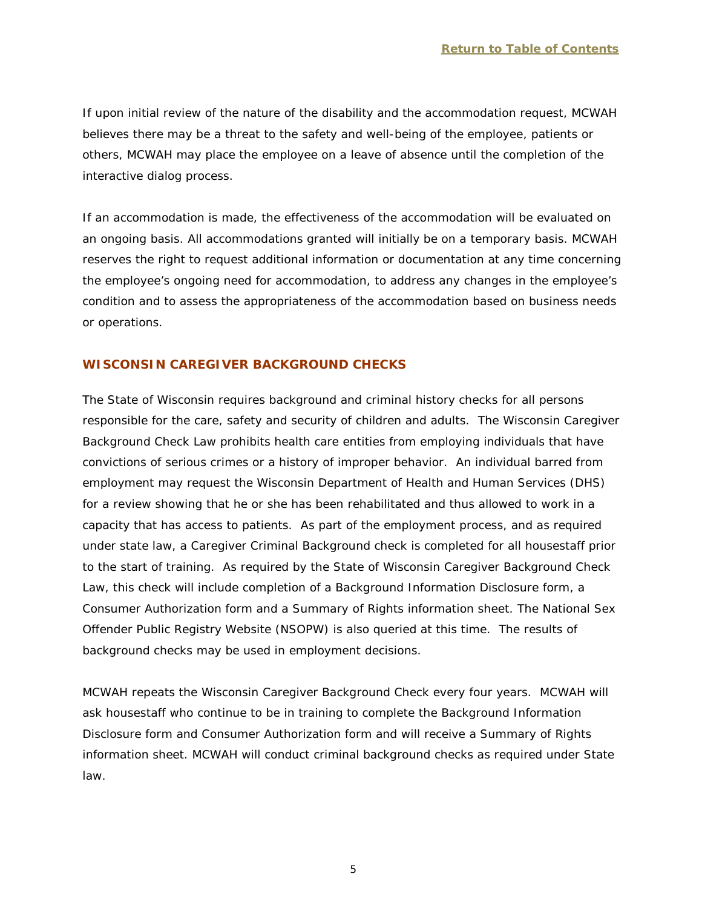If upon initial review of the nature of the disability and the accommodation request, MCWAH believes there may be a threat to the safety and well-being of the employee, patients or others, MCWAH may place the employee on a leave of absence until the completion of the interactive dialog process.

If an accommodation is made, the effectiveness of the accommodation will be evaluated on an ongoing basis. All accommodations granted will initially be on a temporary basis. MCWAH reserves the right to request additional information or documentation at any time concerning the employee's ongoing need for accommodation, to address any changes in the employee's condition and to assess the appropriateness of the accommodation based on business needs or operations.

## WISCONSIN CAREGIVER BACKGROUND CHECKS

The State of Wisconsin requires background and criminal history checks for all persons responsible for the care, safety and security of children and adults. The Wisconsin Caregiver Background Check Law prohibits health care entities from employing individuals that have convictions of serious crimes or a history of improper behavior. An individual barred from employment may request the Wisconsin Department of Health and Human Services (DHS) for a review showing that he or she has been rehabilitated and thus allowed to work in a capacity that has access to patients. As part of the employment process, and as required under state law, a Caregiver Criminal Background check is completed for all housestaff prior to the start of training. As required by the State of Wisconsin Caregiver Background Check Law, this check will include completion of a Background Information Disclosure form, a Consumer Authorization form and a Summary of Rights information sheet. The National Sex Offender Public Registry Website (NSOPW) is also queried at this time. The results of background checks may be used in employment decisions.

MCWAH repeats the Wisconsin Caregiver Background Check every four years. MCWAH will ask housestaff who continue to be in training to complete the Background Information Disclosure form and Consumer Authorization form and will receive a Summary of Rights information sheet. MCWAH will conduct criminal background checks as required under State law.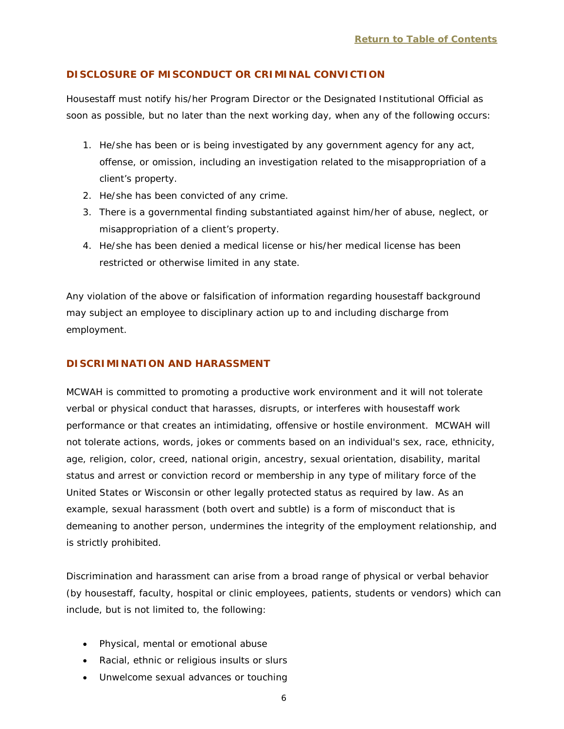## DISCLOSURE OF MISCONDUCT OR CRIMINAL CONVICTION

Housestaff must notify his/her Program Director or the Designated Institutional Official as soon as possible, but no later than the next working day, when any of the following occurs:

1. He/she has been or is being investigated by any government agency for any act, offense, or omission, including an investigation related to the misappropriation of a client's property.
2. He/she has been convicted of any crime.
3. There is a governmental finding substantiated against him/her of abuse, neglect, or misappropriation of a client's property.
4. He/she has been denied a medical license or his/her medical license has been restricted or otherwise limited in any state.

Any violation of the above or falsification of information regarding housestaff background may subject an employee to disciplinary action up to and including discharge from employment.

## DISCRIMINATION AND HARASSMENT

MCWAH is committed to promoting a productive work environment and it will not tolerate verbal or physical conduct that harasses, disrupts, or interferes with housestaff work performance or that creates an intimidating, offensive or hostile environment. MCWAH will not tolerate actions, words, jokes or comments based on an individual's sex, race, ethnicity, age, religion, color, creed, national origin, ancestry, sexual orientation, disability, marital status and arrest or conviction record or membership in any type of military force of the United States or Wisconsin or other legally protected status as required by law. As an example, sexual harassment (both overt and subtle) is a form of misconduct that is demeaning to another person, undermines the integrity of the employment relationship, and is strictly prohibited.

Discrimination and harassment can arise from a broad range of physical or verbal behavior (by housestaff, faculty, hospital or clinic employees, patients, students or vendors) which can include, but is not limited to, the following:

- Physical, mental or emotional abuse
- Racial, ethnic or religious insults or slurs
- Unwelcome sexual advances or touching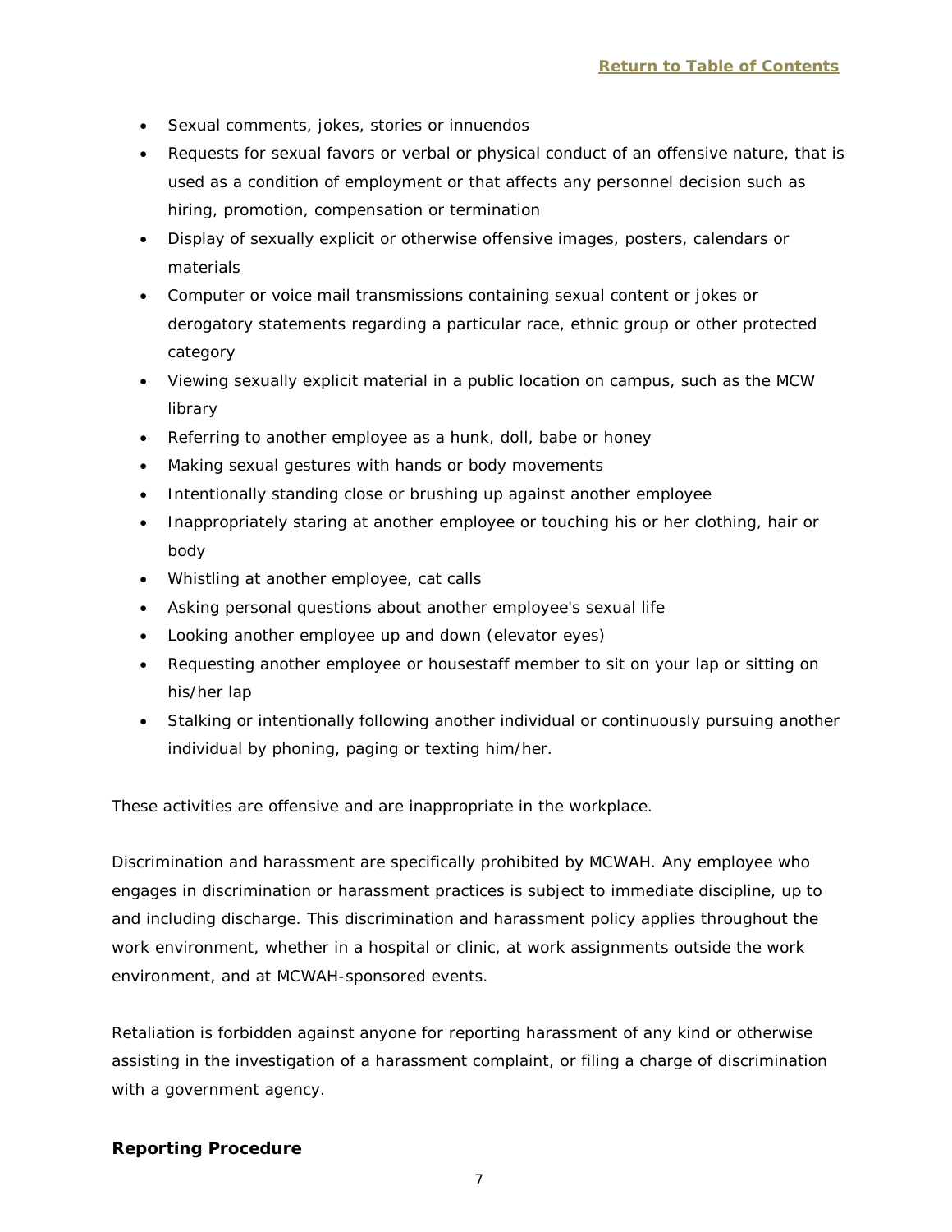- Sexual comments, jokes, stories or innuendos
- Requests for sexual favors or verbal or physical conduct of an offensive nature, that is used as a condition of employment or that affects any personnel decision such as hiring, promotion, compensation or termination
- Display of sexually explicit or otherwise offensive images, posters, calendars or materials
- Computer or voice mail transmissions containing sexual content or jokes or derogatory statements regarding a particular race, ethnic group or other protected category
- Viewing sexually explicit material in a public location on campus, such as the MCW library
- Referring to another employee as a hunk, doll, babe or honey
- Making sexual gestures with hands or body movements
- Intentionally standing close or brushing up against another employee
- Inappropriately staring at another employee or touching his or her clothing, hair or body
- Whistling at another employee, cat calls
- Asking personal questions about another employee's sexual life
- Looking another employee up and down (elevator eyes)
- Requesting another employee or housestaff member to sit on your lap or sitting on his/her lap
- Stalking or intentionally following another individual or continuously pursuing another individual by phoning, paging or texting him/her.

These activities are offensive and are inappropriate in the workplace.

Discrimination and harassment are specifically prohibited by MCWAH. Any employee who engages in discrimination or harassment practices is subject to immediate discipline, up to and including discharge. This discrimination and harassment policy applies throughout the work environment, whether in a hospital or clinic, at work assignments outside the work environment, and at MCWAH-sponsored events.

Retaliation is forbidden against anyone for reporting harassment of any kind or otherwise assisting in the investigation of a harassment complaint, or filing a charge of discrimination with a government agency.

**Reporting Procedure**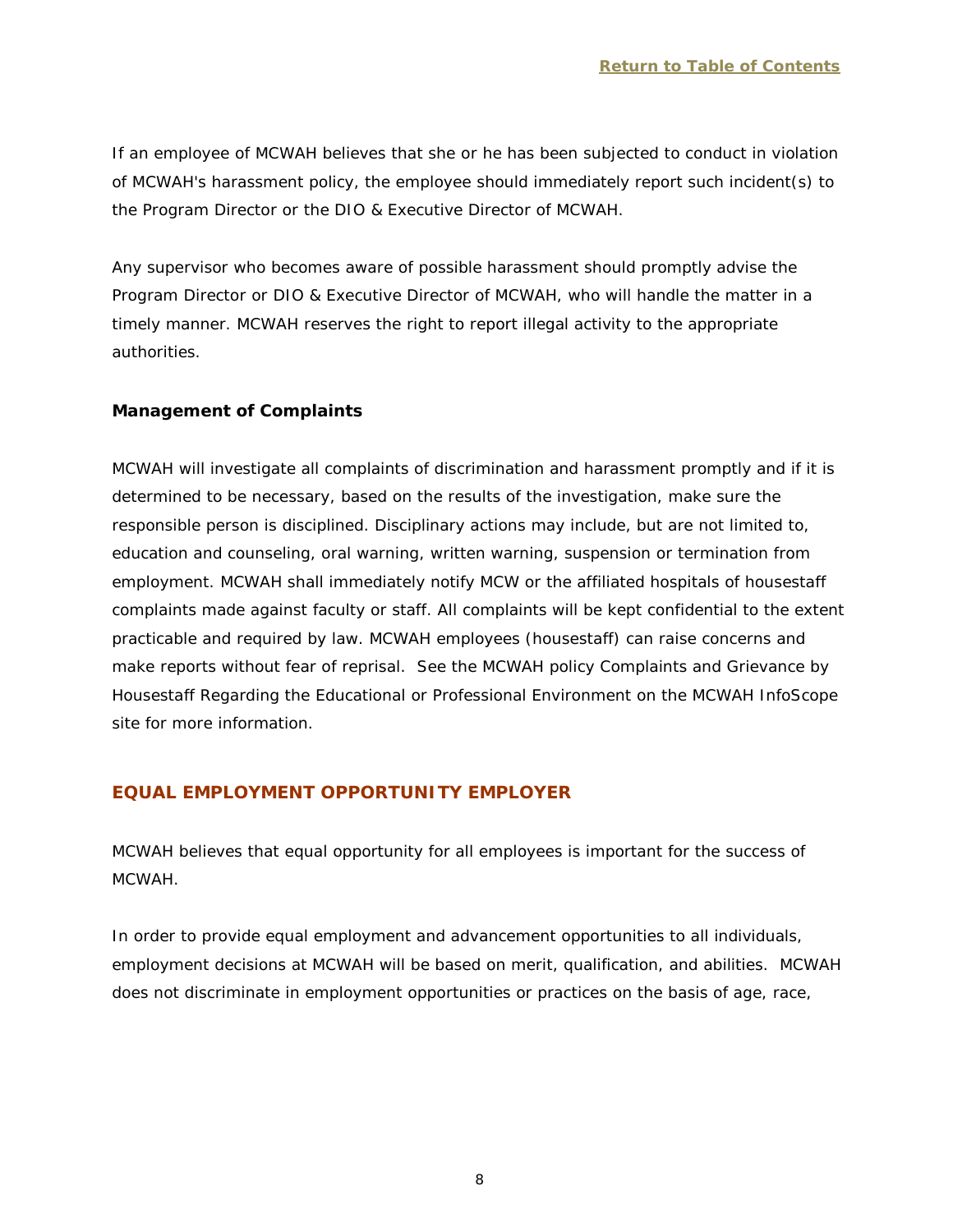If an employee of MCWAH believes that she or he has been subjected to conduct in violation of MCWAH's harassment policy, the employee should immediately report such incident(s) to the Program Director or the DIO & Executive Director of MCWAH.

Any supervisor who becomes aware of possible harassment should promptly advise the Program Director or DIO & Executive Director of MCWAH, who will handle the matter in a timely manner. MCWAH reserves the right to report illegal activity to the appropriate authorities.

**Management of Complaints**

MCWAH will investigate all complaints of discrimination and harassment promptly and if it is determined to be necessary, based on the results of the investigation, make sure the responsible person is disciplined. Disciplinary actions may include, but are not limited to, education and counseling, oral warning, written warning, suspension or termination from employment. MCWAH shall immediately notify MCW or the affiliated hospitals of housestaff complaints made against faculty or staff. All complaints will be kept confidential to the extent practicable and required by law. MCWAH employees (housestaff) can raise concerns and make reports without fear of reprisal. See the MCWAH policy Complaints and Grievance by Housestaff Regarding the Educational or Professional Environment on the MCWAH InfoScope site for more information.

## EQUAL EMPLOYMENT OPPORTUNITY EMPLOYER

MCWAH believes that equal opportunity for all employees is important for the success of MCWAH.

In order to provide equal employment and advancement opportunities to all individuals, employment decisions at MCWAH will be based on merit, qualification, and abilities. MCWAH does not discriminate in employment opportunities or practices on the basis of age, race,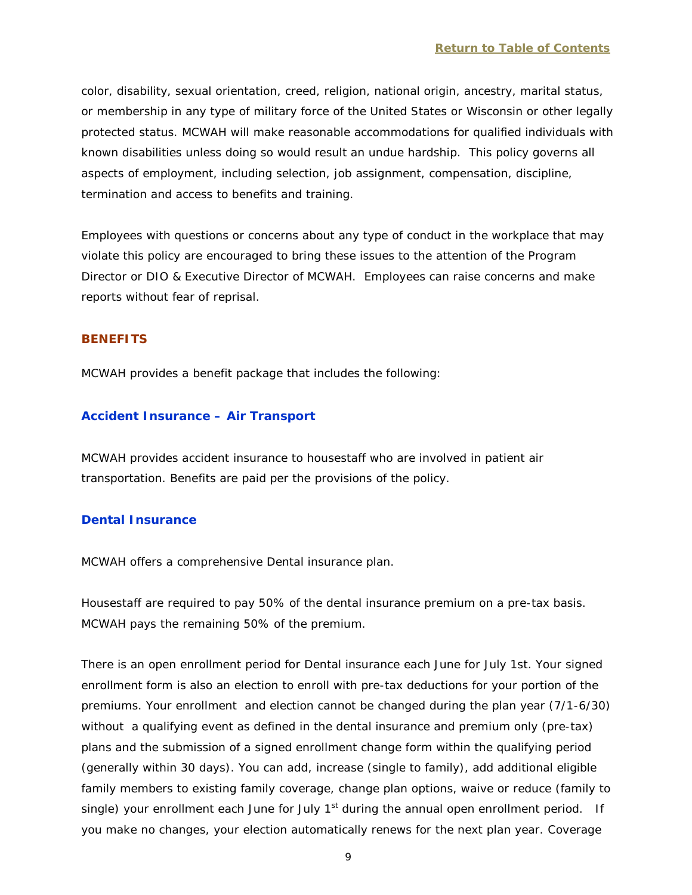color, disability, sexual orientation, creed, religion, national origin, ancestry, marital status, or membership in any type of military force of the United States or Wisconsin or other legally protected status. MCWAH will make reasonable accommodations for qualified individuals with known disabilities unless doing so would result an undue hardship. This policy governs all aspects of employment, including selection, job assignment, compensation, discipline, termination and access to benefits and training.

Employees with questions or concerns about any type of conduct in the workplace that may violate this policy are encouraged to bring these issues to the attention of the Program Director or DIO & Executive Director of MCWAH. Employees can raise concerns and make reports without fear of reprisal.

## BENEFITS

MCWAH provides a benefit package that includes the following:

### Accident Insurance – Air Transport

MCWAH provides accident insurance to housestaff who are involved in patient air transportation. Benefits are paid per the provisions of the policy.

### Dental Insurance

MCWAH offers a comprehensive Dental insurance plan.

Housestaff are required to pay 50% of the dental insurance premium on a pre-tax basis. MCWAH pays the remaining 50% of the premium.

There is an open enrollment period for Dental insurance each June for July 1st. Your signed enrollment form is also an election to enroll with pre-tax deductions for your portion of the premiums. Your enrollment and election cannot be changed during the plan year (7/1-6/30) without a qualifying event as defined in the dental insurance and premium only (pre-tax) plans and the submission of a signed enrollment change form within the qualifying period (generally within 30 days). You can add, increase (single to family), add additional eligible family members to existing family coverage, change plan options, waive or reduce (family to single) your enrollment each June for July 1st during the annual open enrollment period. If you make no changes, your election automatically renews for the next plan year. Coverage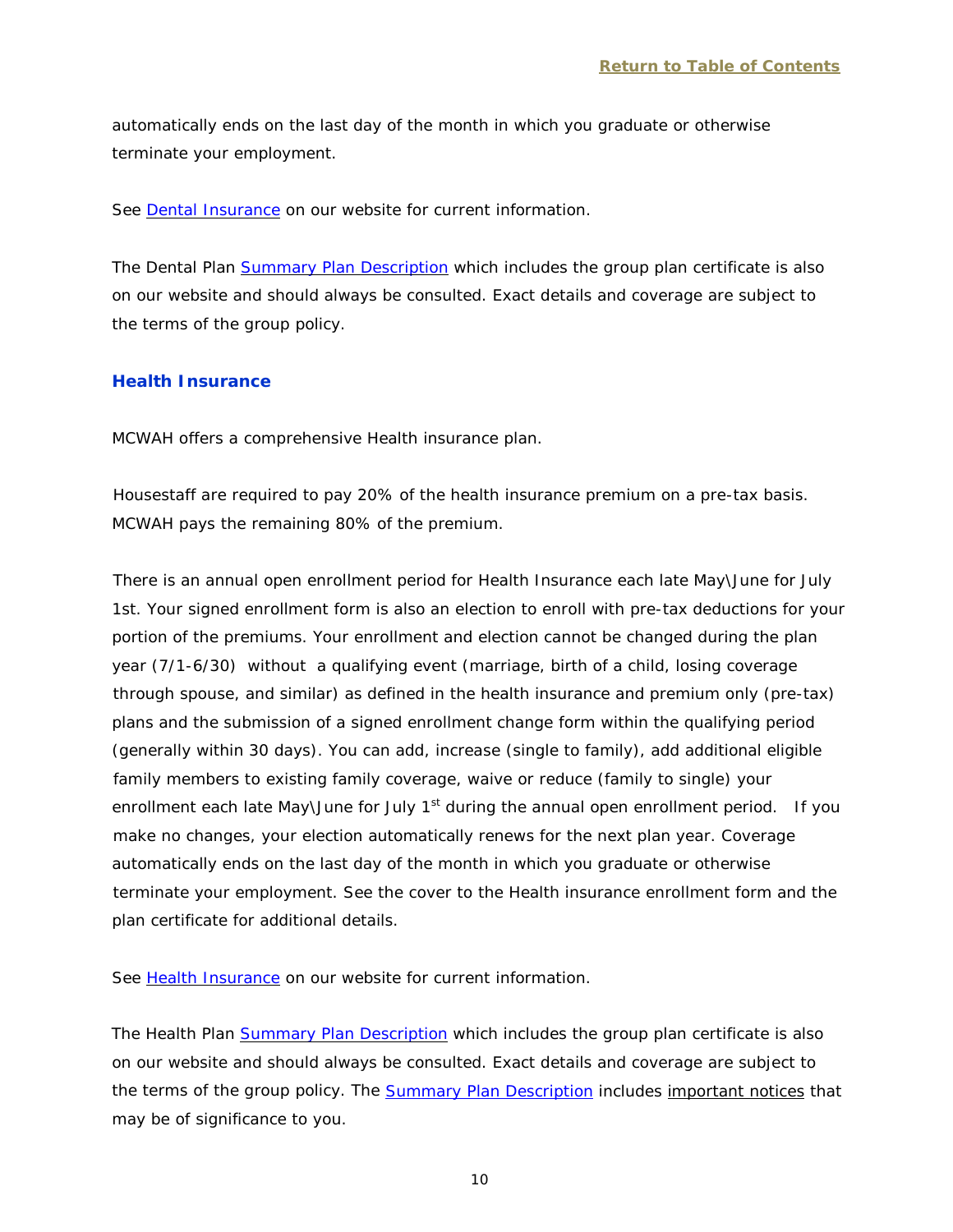automatically ends on the last day of the month in which you graduate or otherwise terminate your employment.

See Dental Insurance on our website for current information.

The Dental Plan Summary Plan Description which includes the group plan certificate is also on our website and should always be consulted. Exact details and coverage are subject to the terms of the group policy.

## Health Insurance

MCWAH offers a comprehensive Health insurance plan.

Housestaff are required to pay 20% of the health insurance premium on a pre-tax basis. MCWAH pays the remaining 80% of the premium.

There is an annual open enrollment period for Health Insurance each late May\June for July 1st. Your signed enrollment form is also an election to enroll with pre-tax deductions for your portion of the premiums. Your enrollment and election cannot be changed during the plan year (7/1-6/30) without a qualifying event (marriage, birth of a child, losing coverage through spouse, and similar) as defined in the health insurance and premium only (pre-tax) plans and the submission of a signed enrollment change form within the qualifying period (generally within 30 days). You can add, increase (single to family), add additional eligible family members to existing family coverage, waive or reduce (family to single) your enrollment each late May\June for July 1st during the annual open enrollment period. If you make no changes, your election automatically renews for the next plan year. Coverage automatically ends on the last day of the month in which you graduate or otherwise terminate your employment. See the cover to the Health insurance enrollment form and the plan certificate for additional details.

See Health Insurance on our website for current information.

The Health Plan Summary Plan Description which includes the group plan certificate is also on our website and should always be consulted. Exact details and coverage are subject to the terms of the group policy. The Summary Plan Description includes important notices that may be of significance to you.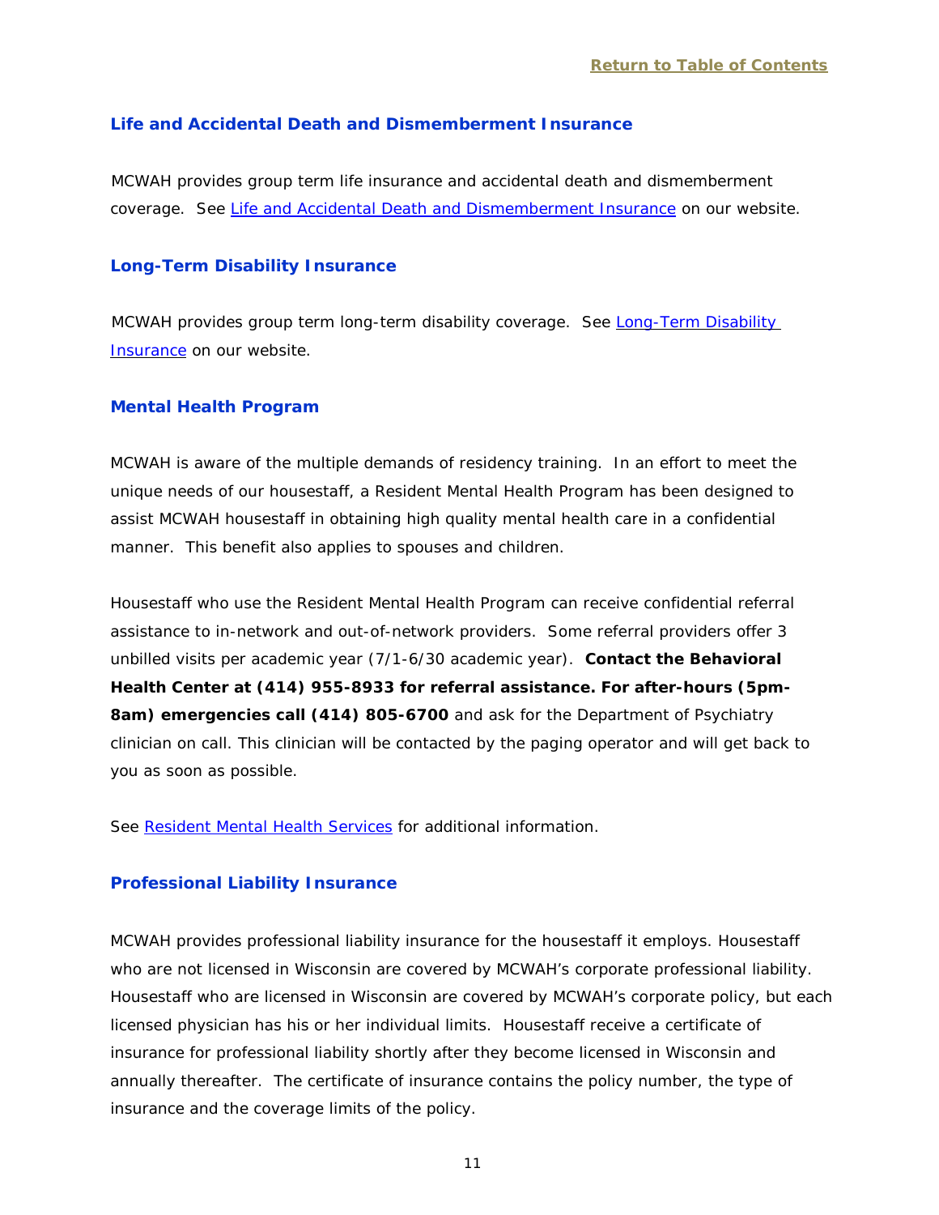### Life and Accidental Death and Dismemberment Insurance

MCWAH provides group term life insurance and accidental death and dismemberment coverage. See Life and Accidental Death and Dismemberment Insurance on our website.

### Long-Term Disability Insurance

MCWAH provides group term long-term disability coverage. See Long-Term Disability Insurance on our website.

### Mental Health Program

MCWAH is aware of the multiple demands of residency training. In an effort to meet the unique needs of our housestaff, a Resident Mental Health Program has been designed to assist MCWAH housestaff in obtaining high quality mental health care in a confidential manner. This benefit also applies to spouses and children.

Housestaff who use the Resident Mental Health Program can receive confidential referral assistance to in-network and out-of-network providers. Some referral providers offer 3 unbilled visits per academic year (7/1-6/30 academic year). **Contact the Behavioral Health Center at (414) 955-8933 for referral assistance. For after-hours (5pm-8am) emergencies call (414) 805-6700** and ask for the Department of Psychiatry clinician on call. This clinician will be contacted by the paging operator and will get back to you as soon as possible.

See Resident Mental Health Services for additional information.

### Professional Liability Insurance

MCWAH provides professional liability insurance for the housestaff it employs. Housestaff who are not licensed in Wisconsin are covered by MCWAH's corporate professional liability. Housestaff who are licensed in Wisconsin are covered by MCWAH's corporate policy, but each licensed physician has his or her individual limits. Housestaff receive a certificate of insurance for professional liability shortly after they become licensed in Wisconsin and annually thereafter. The certificate of insurance contains the policy number, the type of insurance and the coverage limits of the policy.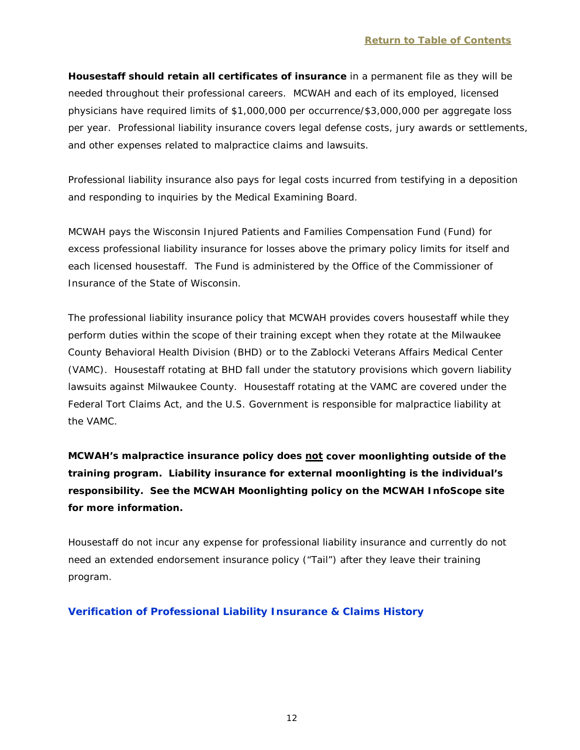[Return to Table of Contents]

**Housestaff should retain all certificates of insurance** in a permanent file as they will be needed throughout their professional careers. MCWAH and each of its employed, licensed physicians have required limits of $1,000,000 per occurrence/$3,000,000 per aggregate loss per year. Professional liability insurance covers legal defense costs, jury awards or settlements, and other expenses related to malpractice claims and lawsuits.

Professional liability insurance also pays for legal costs incurred from testifying in a deposition and responding to inquiries by the Medical Examining Board.

MCWAH pays the Wisconsin Injured Patients and Families Compensation Fund (Fund) for excess professional liability insurance for losses above the primary policy limits for itself and each licensed housestaff. The Fund is administered by the Office of the Commissioner of Insurance of the State of Wisconsin.

The professional liability insurance policy that MCWAH provides covers housestaff while they perform duties within the scope of their training except when they rotate at the Milwaukee County Behavioral Health Division (BHD) or to the Zablocki Veterans Affairs Medical Center (VAMC). Housestaff rotating at BHD fall under the statutory provisions which govern liability lawsuits against Milwaukee County. Housestaff rotating at the VAMC are covered under the Federal Tort Claims Act, and the U.S. Government is responsible for malpractice liability at the VAMC.

**MCWAH's malpractice insurance policy does <u>not</u> cover moonlighting outside of the training program. Liability insurance for external moonlighting is the individual's responsibility. See the MCWAH Moonlighting policy on the MCWAH InfoScope site for more information.**

Housestaff do not incur any expense for professional liability insurance and currently do not need an extended endorsement insurance policy ("Tail") after they leave their training program.

### Verification of Professional Liability Insurance & Claims History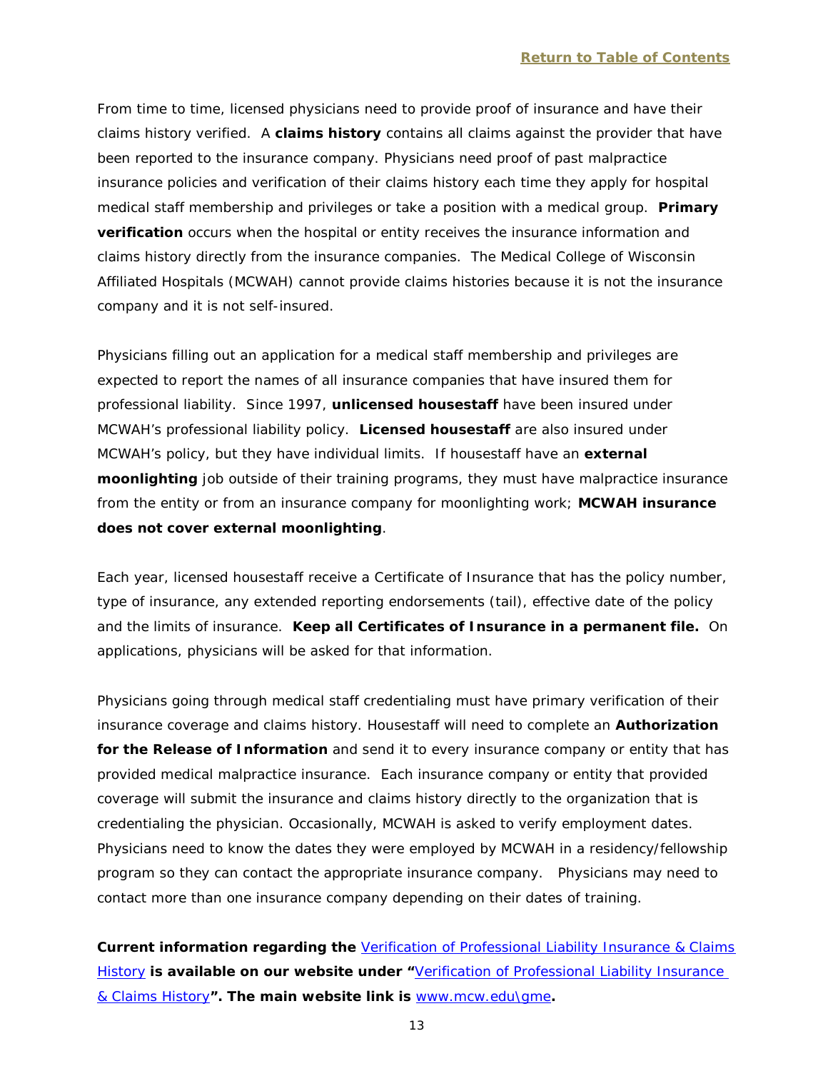[Return to Table of Contents]

From time to time, licensed physicians need to provide proof of insurance and have their claims history verified. A **claims history** contains all claims against the provider that have been reported to the insurance company. Physicians need proof of past malpractice insurance policies and verification of their claims history each time they apply for hospital medical staff membership and privileges or take a position with a medical group. **Primary verification** occurs when the hospital or entity receives the insurance information and claims history directly from the insurance companies. The Medical College of Wisconsin Affiliated Hospitals (MCWAH) cannot provide claims histories because it is not the insurance company and it is not self-insured.

Physicians filling out an application for a medical staff membership and privileges are expected to report the names of all insurance companies that have insured them for professional liability. Since 1997, **unlicensed housestaff** have been insured under MCWAH's professional liability policy. **Licensed housestaff** are also insured under MCWAH's policy, but they have individual limits. If housestaff have an **external moonlighting** job outside of their training programs, they must have malpractice insurance from the entity or from an insurance company for moonlighting work; **MCWAH insurance does not cover external moonlighting**.

Each year, licensed housestaff receive a Certificate of Insurance that has the policy number, type of insurance, any extended reporting endorsements (tail), effective date of the policy and the limits of insurance. **Keep all Certificates of Insurance in a permanent file.** On applications, physicians will be asked for that information.

Physicians going through medical staff credentialing must have primary verification of their insurance coverage and claims history. Housestaff will need to complete an **Authorization for the Release of Information** and send it to every insurance company or entity that has provided medical malpractice insurance. Each insurance company or entity that provided coverage will submit the insurance and claims history directly to the organization that is credentialing the physician. Occasionally, MCWAH is asked to verify employment dates. Physicians need to know the dates they were employed by MCWAH in a residency/fellowship program so they can contact the appropriate insurance company. Physicians may need to contact more than one insurance company depending on their dates of training.

**Current information regarding the** [Verification of Professional Liability Insurance & Claims History] **is available on our website under "**[Verification of Professional Liability Insurance & Claims History]**". The main website link is** www.mcw.edu\gme**.**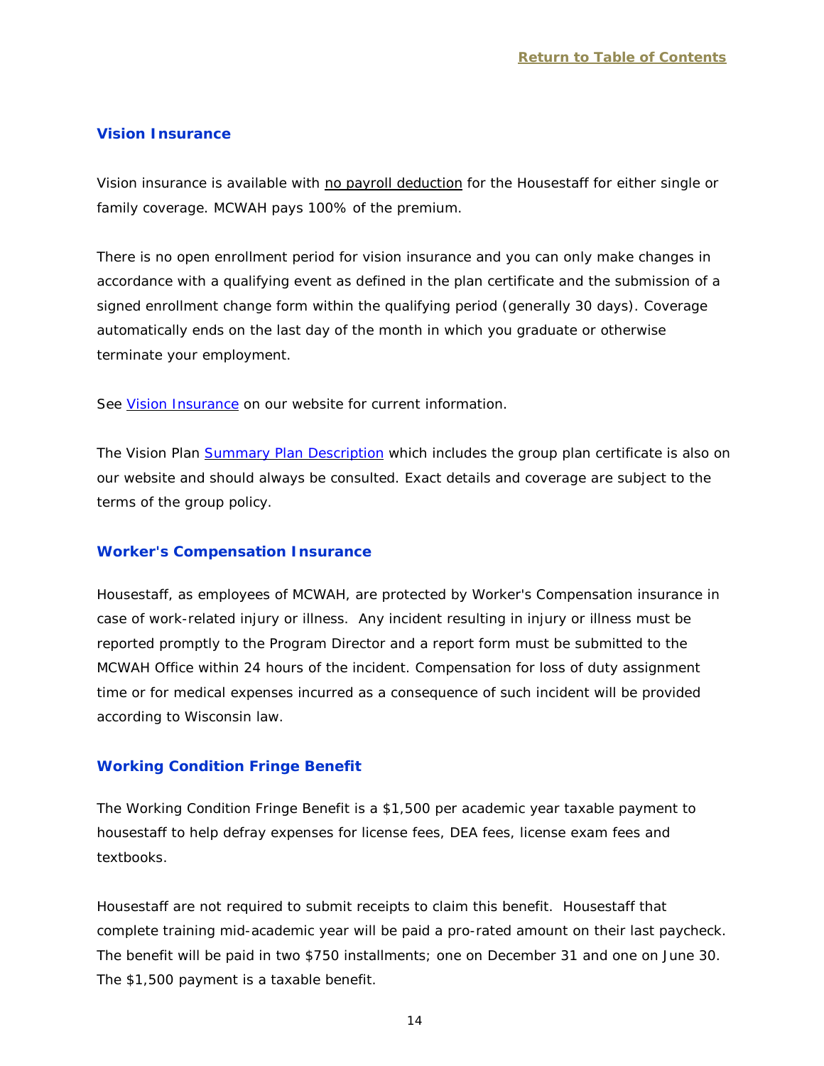## Vision Insurance

Vision insurance is available with no payroll deduction for the Housestaff for either single or family coverage. MCWAH pays 100% of the premium.

There is no open enrollment period for vision insurance and you can only make changes in accordance with a qualifying event as defined in the plan certificate and the submission of a signed enrollment change form within the qualifying period (generally 30 days). Coverage automatically ends on the last day of the month in which you graduate or otherwise terminate your employment.

See Vision Insurance on our website for current information.

The Vision Plan Summary Plan Description which includes the group plan certificate is also on our website and should always be consulted. Exact details and coverage are subject to the terms of the group policy.

## Worker's Compensation Insurance

Housestaff, as employees of MCWAH, are protected by Worker's Compensation insurance in case of work-related injury or illness. Any incident resulting in injury or illness must be reported promptly to the Program Director and a report form must be submitted to the MCWAH Office within 24 hours of the incident. Compensation for loss of duty assignment time or for medical expenses incurred as a consequence of such incident will be provided according to Wisconsin law.

## Working Condition Fringe Benefit

The Working Condition Fringe Benefit is a $1,500 per academic year taxable payment to housestaff to help defray expenses for license fees, DEA fees, license exam fees and textbooks.

Housestaff are not required to submit receipts to claim this benefit. Housestaff that complete training mid-academic year will be paid a pro-rated amount on their last paycheck. The benefit will be paid in two $750 installments; one on December 31 and one on June 30. The $1,500 payment is a taxable benefit.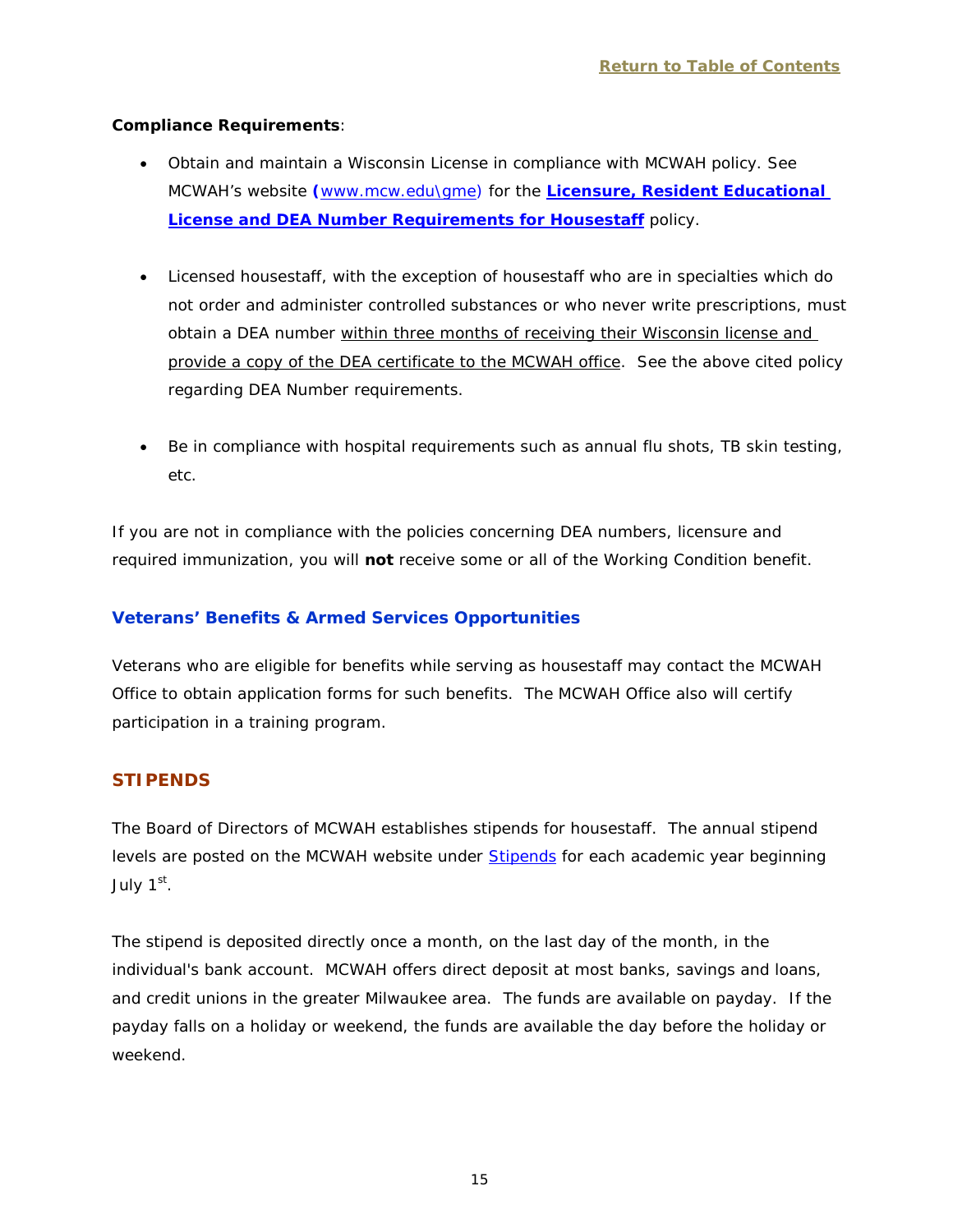**Compliance Requirements**:

- Obtain and maintain a Wisconsin License in compliance with MCWAH policy. See MCWAH's website (www.mcw.edu\gme) for the **Licensure, Resident Educational License and DEA Number Requirements for Housestaff** policy.

- Licensed housestaff, with the exception of housestaff who are in specialties which do not order and administer controlled substances or who never write prescriptions, must obtain a DEA number within three months of receiving their Wisconsin license and provide a copy of the DEA certificate to the MCWAH office. See the above cited policy regarding DEA Number requirements.

- Be in compliance with hospital requirements such as annual flu shots, TB skin testing, etc.

If you are not in compliance with the policies concerning DEA numbers, licensure and required immunization, you will **not** receive some or all of the Working Condition benefit.

### Veterans' Benefits & Armed Services Opportunities

Veterans who are eligible for benefits while serving as housestaff may contact the MCWAH Office to obtain application forms for such benefits. The MCWAH Office also will certify participation in a training program.

## STIPENDS

The Board of Directors of MCWAH establishes stipends for housestaff. The annual stipend levels are posted on the MCWAH website under Stipends for each academic year beginning July 1st.

The stipend is deposited directly once a month, on the last day of the month, in the individual's bank account. MCWAH offers direct deposit at most banks, savings and loans, and credit unions in the greater Milwaukee area. The funds are available on payday. If the payday falls on a holiday or weekend, the funds are available the day before the holiday or weekend.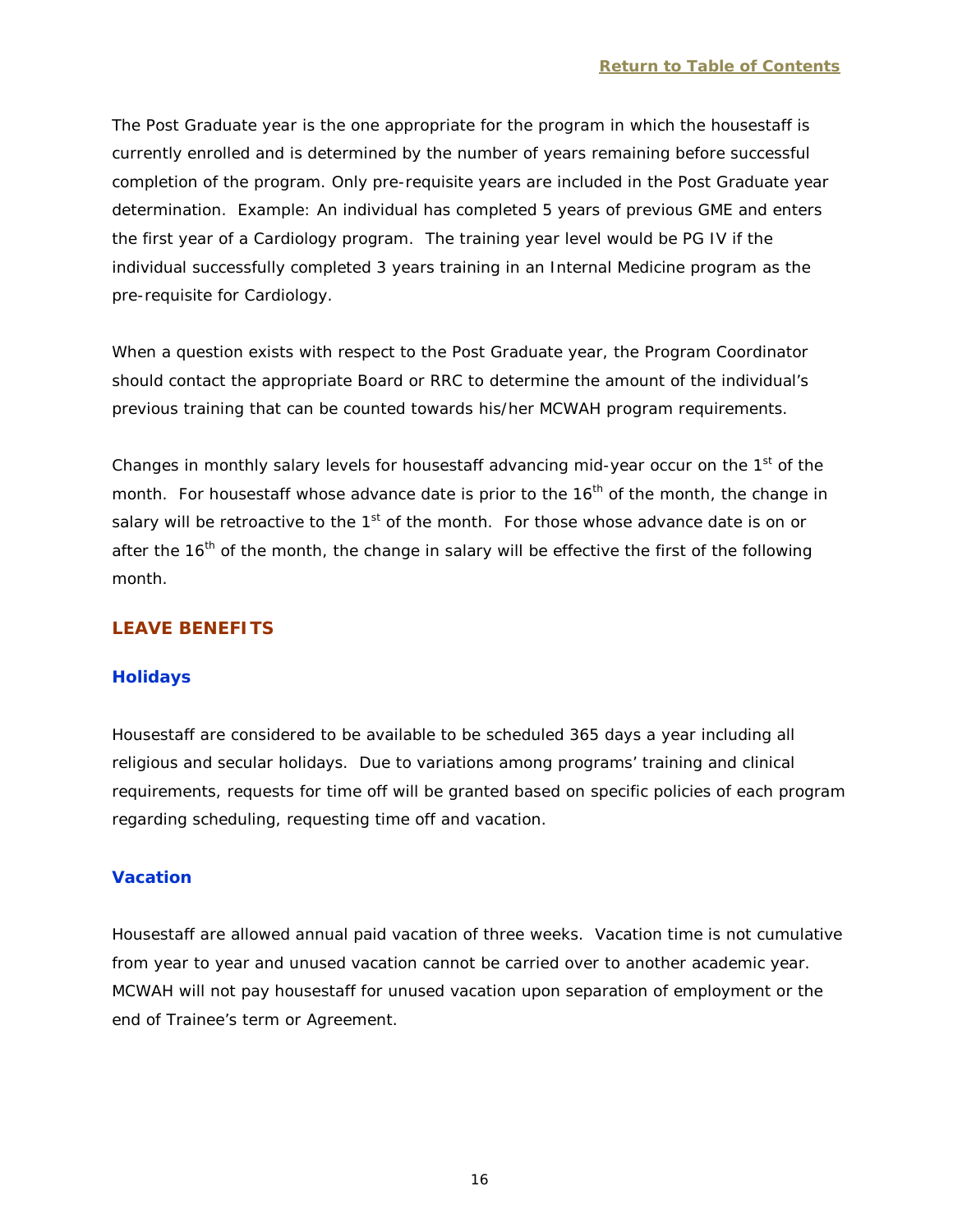The Post Graduate year is the one appropriate for the program in which the housestaff is currently enrolled and is determined by the number of years remaining before successful completion of the program. Only pre-requisite years are included in the Post Graduate year determination. Example: An individual has completed 5 years of previous GME and enters the first year of a Cardiology program. The training year level would be PG IV if the individual successfully completed 3 years training in an Internal Medicine program as the pre-requisite for Cardiology.

When a question exists with respect to the Post Graduate year, the Program Coordinator should contact the appropriate Board or RRC to determine the amount of the individual's previous training that can be counted towards his/her MCWAH program requirements.

Changes in monthly salary levels for housestaff advancing mid-year occur on the 1st of the month. For housestaff whose advance date is prior to the 16th of the month, the change in salary will be retroactive to the 1st of the month. For those whose advance date is on or after the 16th of the month, the change in salary will be effective the first of the following month.

## LEAVE BENEFITS

### Holidays

Housestaff are considered to be available to be scheduled 365 days a year including all religious and secular holidays. Due to variations among programs' training and clinical requirements, requests for time off will be granted based on specific policies of each program regarding scheduling, requesting time off and vacation.

### Vacation

Housestaff are allowed annual paid vacation of three weeks. Vacation time is not cumulative from year to year and unused vacation cannot be carried over to another academic year. MCWAH will not pay housestaff for unused vacation upon separation of employment or the end of Trainee's term or Agreement.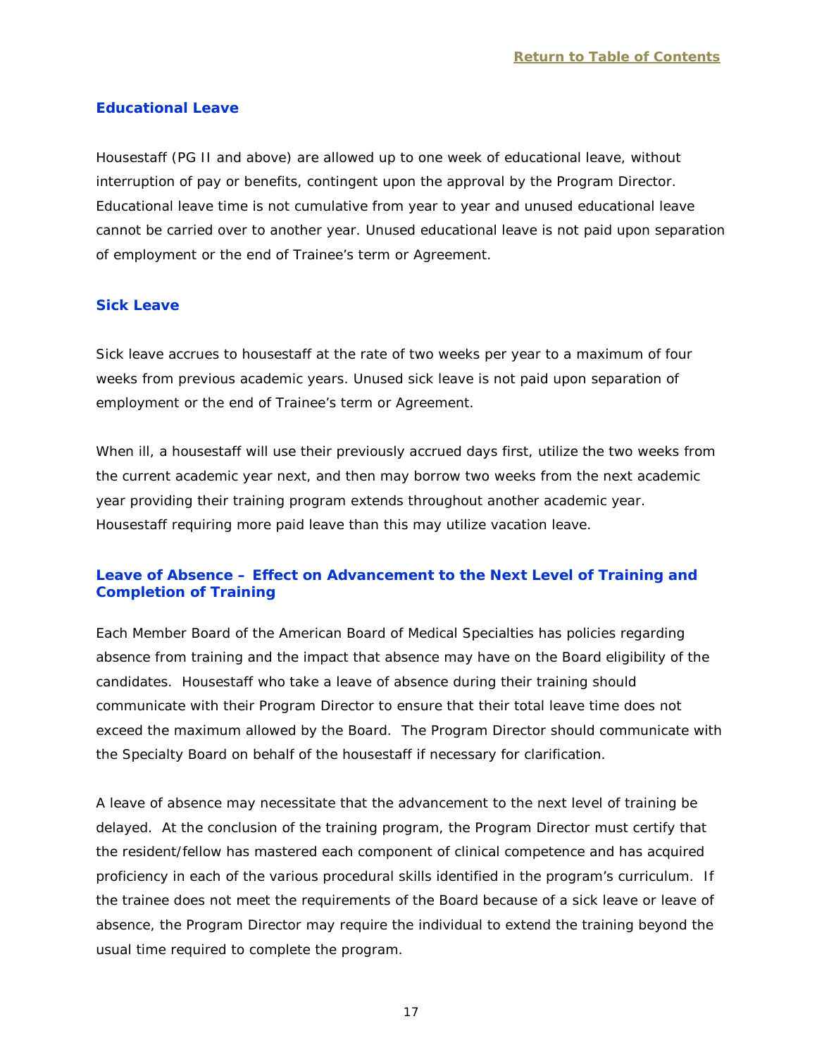## Educational Leave

Housestaff (PG II and above) are allowed up to one week of educational leave, without interruption of pay or benefits, contingent upon the approval by the Program Director. Educational leave time is not cumulative from year to year and unused educational leave cannot be carried over to another year. Unused educational leave is not paid upon separation of employment or the end of Trainee's term or Agreement.

## Sick Leave

Sick leave accrues to housestaff at the rate of two weeks per year to a maximum of four weeks from previous academic years. Unused sick leave is not paid upon separation of employment or the end of Trainee's term or Agreement.

When ill, a housestaff will use their previously accrued days first, utilize the two weeks from the current academic year next, and then may borrow two weeks from the next academic year providing their training program extends throughout another academic year. Housestaff requiring more paid leave than this may utilize vacation leave.

## Leave of Absence – Effect on Advancement to the Next Level of Training and Completion of Training

Each Member Board of the American Board of Medical Specialties has policies regarding absence from training and the impact that absence may have on the Board eligibility of the candidates. Housestaff who take a leave of absence during their training should communicate with their Program Director to ensure that their total leave time does not exceed the maximum allowed by the Board. The Program Director should communicate with the Specialty Board on behalf of the housestaff if necessary for clarification.

A leave of absence may necessitate that the advancement to the next level of training be delayed. At the conclusion of the training program, the Program Director must certify that the resident/fellow has mastered each component of clinical competence and has acquired proficiency in each of the various procedural skills identified in the program's curriculum. If the trainee does not meet the requirements of the Board because of a sick leave or leave of absence, the Program Director may require the individual to extend the training beyond the usual time required to complete the program.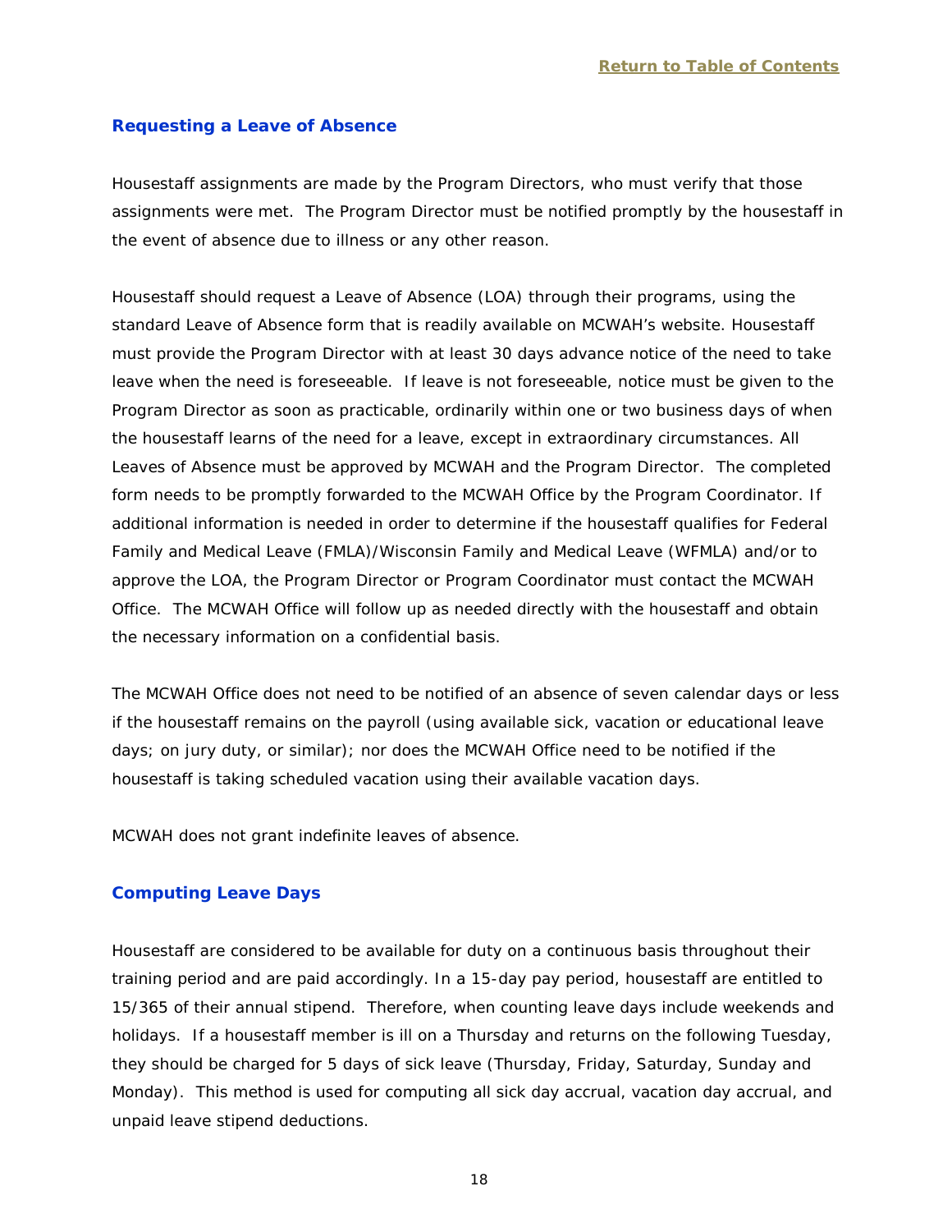## Requesting a Leave of Absence

Housestaff assignments are made by the Program Directors, who must verify that those assignments were met. The Program Director must be notified promptly by the housestaff in the event of absence due to illness or any other reason.

Housestaff should request a Leave of Absence (LOA) through their programs, using the standard Leave of Absence form that is readily available on MCWAH's website. Housestaff must provide the Program Director with at least 30 days advance notice of the need to take leave when the need is foreseeable. If leave is not foreseeable, notice must be given to the Program Director as soon as practicable, ordinarily within one or two business days of when the housestaff learns of the need for a leave, except in extraordinary circumstances. All Leaves of Absence must be approved by MCWAH and the Program Director. The completed form needs to be promptly forwarded to the MCWAH Office by the Program Coordinator. If additional information is needed in order to determine if the housestaff qualifies for Federal Family and Medical Leave (FMLA)/Wisconsin Family and Medical Leave (WFMLA) and/or to approve the LOA, the Program Director or Program Coordinator must contact the MCWAH Office. The MCWAH Office will follow up as needed directly with the housestaff and obtain the necessary information on a confidential basis.

The MCWAH Office does not need to be notified of an absence of seven calendar days or less if the housestaff remains on the payroll (using available sick, vacation or educational leave days; on jury duty, or similar); nor does the MCWAH Office need to be notified if the housestaff is taking scheduled vacation using their available vacation days.

MCWAH does not grant indefinite leaves of absence.

## Computing Leave Days

Housestaff are considered to be available for duty on a continuous basis throughout their training period and are paid accordingly. In a 15-day pay period, housestaff are entitled to 15/365 of their annual stipend. Therefore, when counting leave days include weekends and holidays. If a housestaff member is ill on a Thursday and returns on the following Tuesday, they should be charged for 5 days of sick leave (Thursday, Friday, Saturday, Sunday and Monday). This method is used for computing all sick day accrual, vacation day accrual, and unpaid leave stipend deductions.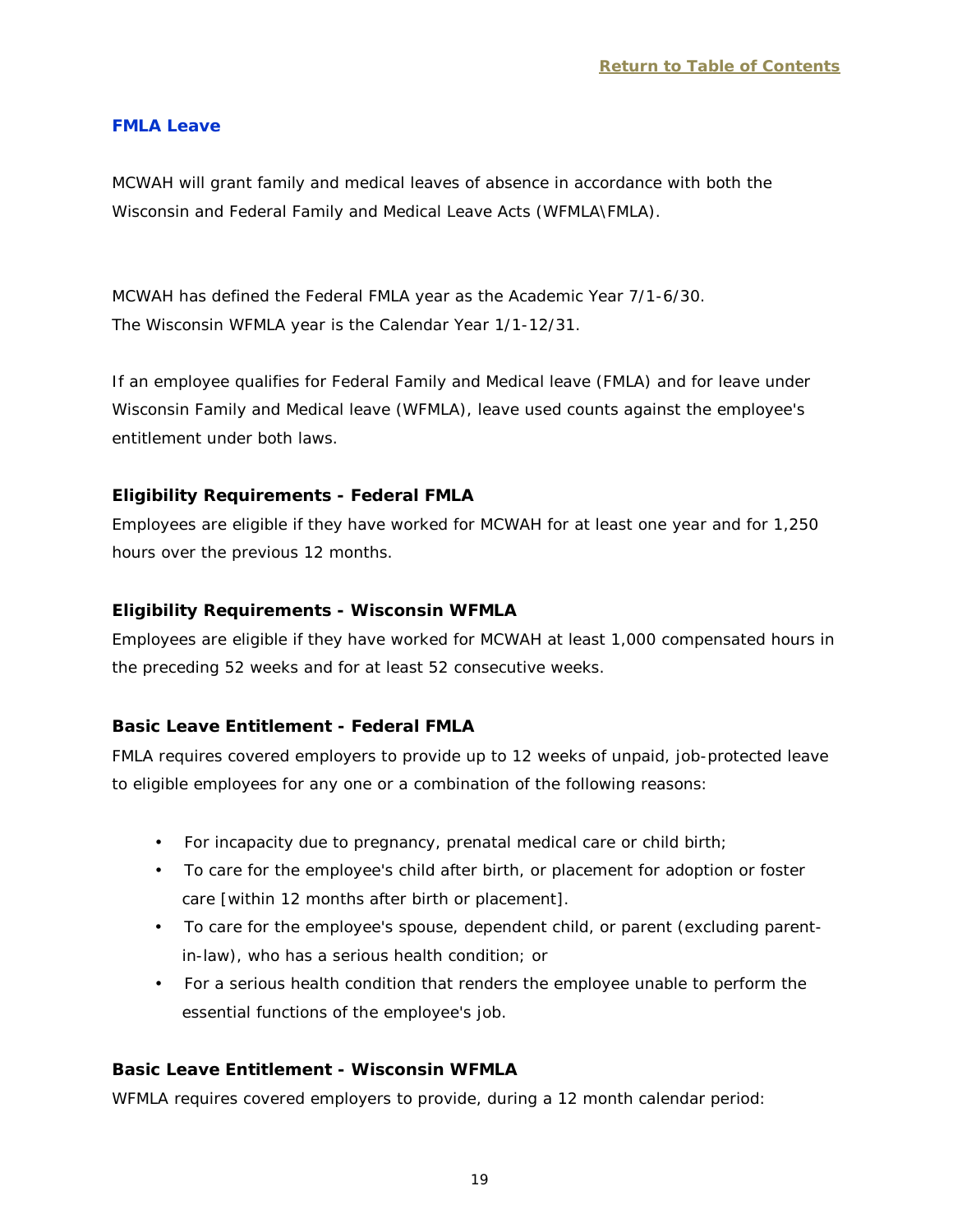[Return to Table of Contents](#)

## FMLA Leave

MCWAH will grant family and medical leaves of absence in accordance with both the Wisconsin and Federal Family and Medical Leave Acts (WFMLA\FMLA).

MCWAH has defined the Federal FMLA year as the Academic Year 7/1-6/30.
The Wisconsin WFMLA year is the Calendar Year 1/1-12/31.

If an employee qualifies for Federal Family and Medical leave (FMLA) and for leave under Wisconsin Family and Medical leave (WFMLA), leave used counts against the employee's entitlement under both laws.

**Eligibility Requirements - Federal FMLA**

Employees are eligible if they have worked for MCWAH for at least one year and for 1,250 hours over the previous 12 months.

**Eligibility Requirements - Wisconsin WFMLA**

Employees are eligible if they have worked for MCWAH at least 1,000 compensated hours in the preceding 52 weeks and for at least 52 consecutive weeks.

**Basic Leave Entitlement - Federal FMLA**

FMLA requires covered employers to provide up to 12 weeks of unpaid, job-protected leave to eligible employees for any one or a combination of the following reasons:

- For incapacity due to pregnancy, prenatal medical care or child birth;
- To care for the employee's child after birth, or placement for adoption or foster care [within 12 months after birth or placement].
- To care for the employee's spouse, dependent child, or parent (excluding parent-in-law), who has a serious health condition; or
- For a serious health condition that renders the employee unable to perform the essential functions of the employee's job.

**Basic Leave Entitlement - Wisconsin WFMLA**

WFMLA requires covered employers to provide, during a 12 month calendar period: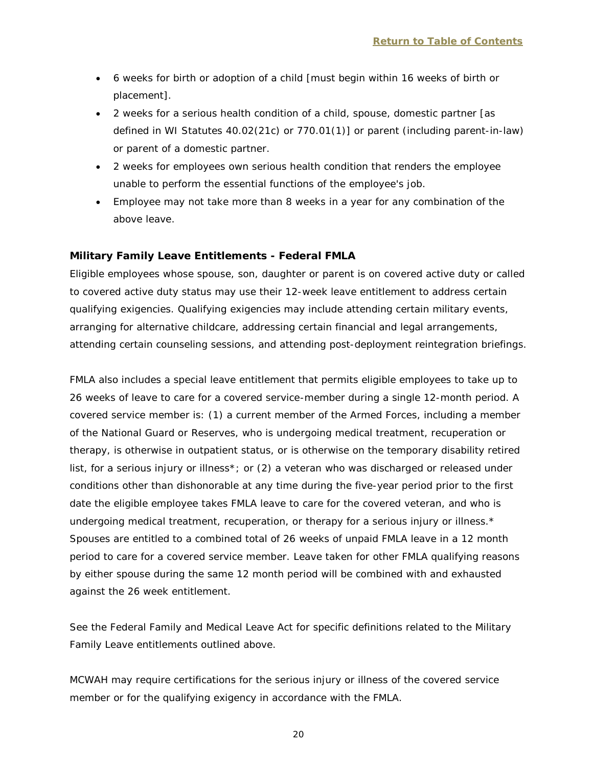- 6 weeks for birth or adoption of a child [must begin within 16 weeks of birth or placement].
- 2 weeks for a serious health condition of a child, spouse, domestic partner [as defined in WI Statutes 40.02(21c) or 770.01(1)] or parent (including parent-in-law) or parent of a domestic partner.
- 2 weeks for employees own serious health condition that renders the employee unable to perform the essential functions of the employee's job.
- Employee may not take more than 8 weeks in a year for any combination of the above leave.

**Military Family Leave Entitlements - Federal FMLA**

Eligible employees whose spouse, son, daughter or parent is on covered active duty or called to covered active duty status may use their 12-week leave entitlement to address certain qualifying exigencies. Qualifying exigencies may include attending certain military events, arranging for alternative childcare, addressing certain financial and legal arrangements, attending certain counseling sessions, and attending post-deployment reintegration briefings.

FMLA also includes a special leave entitlement that permits eligible employees to take up to 26 weeks of leave to care for a covered service-member during a single 12-month period. A covered service member is: (1) a current member of the Armed Forces, including a member of the National Guard or Reserves, who is undergoing medical treatment, recuperation or therapy, is otherwise in outpatient status, or is otherwise on the temporary disability retired list, for a serious injury or illness*; or (2) a veteran who was discharged or released under conditions other than dishonorable at any time during the five-year period prior to the first date the eligible employee takes FMLA leave to care for the covered veteran, and who is undergoing medical treatment, recuperation, or therapy for a serious injury or illness.* Spouses are entitled to a combined total of 26 weeks of unpaid FMLA leave in a 12 month period to care for a covered service member. Leave taken for other FMLA qualifying reasons by either spouse during the same 12 month period will be combined with and exhausted against the 26 week entitlement.

See the Federal Family and Medical Leave Act for specific definitions related to the Military Family Leave entitlements outlined above.

MCWAH may require certifications for the serious injury or illness of the covered service member or for the qualifying exigency in accordance with the FMLA.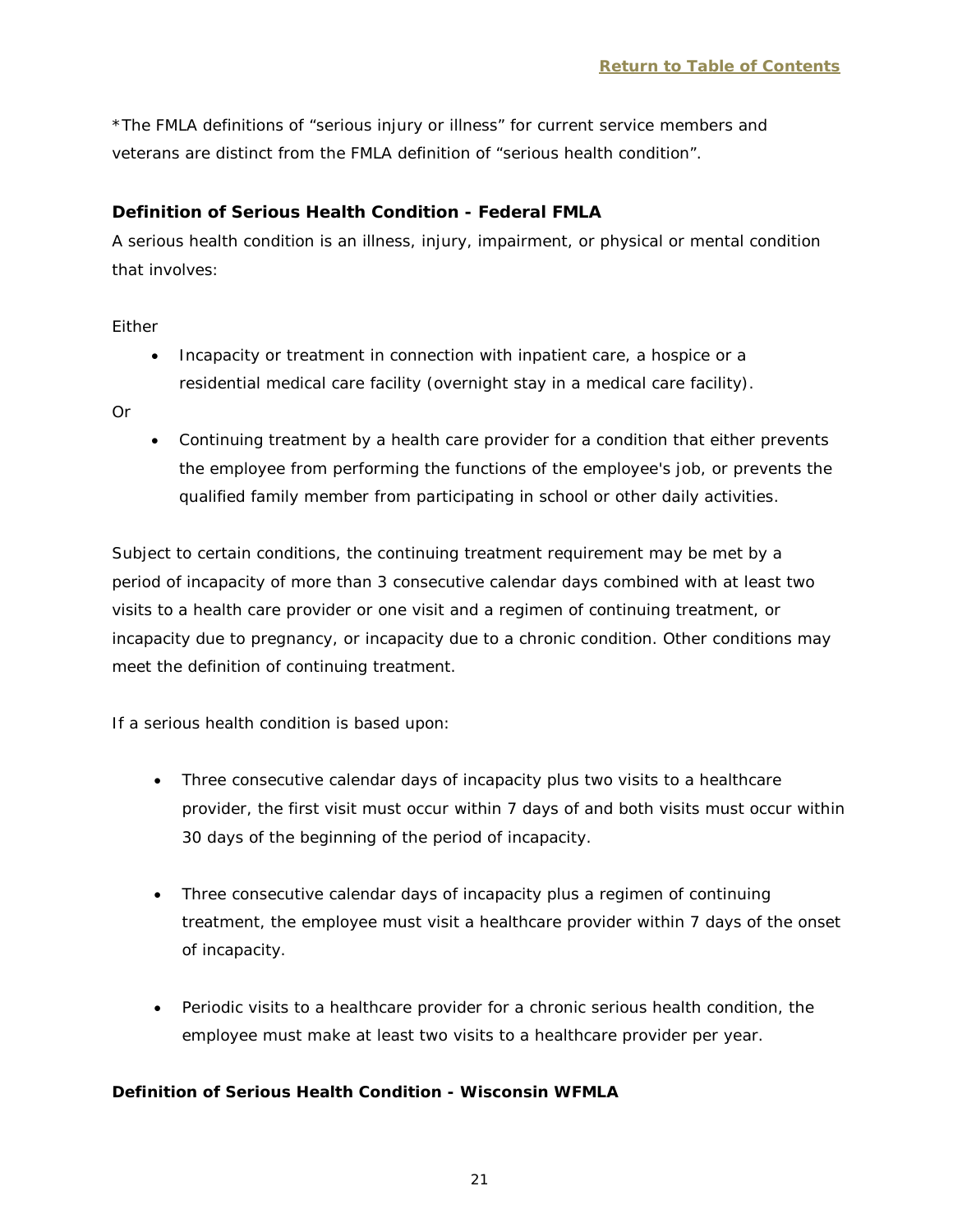*The FMLA definitions of "serious injury or illness" for current service members and veterans are distinct from the FMLA definition of "serious health condition".

### Definition of Serious Health Condition - Federal FMLA

A serious health condition is an illness, injury, impairment, or physical or mental condition that involves:

Either

- Incapacity or treatment in connection with inpatient care, a hospice or a residential medical care facility (overnight stay in a medical care facility).

Or

- Continuing treatment by a health care provider for a condition that either prevents the employee from performing the functions of the employee's job, or prevents the qualified family member from participating in school or other daily activities.

Subject to certain conditions, the continuing treatment requirement may be met by a period of incapacity of more than 3 consecutive calendar days combined with at least two visits to a health care provider or one visit and a regimen of continuing treatment, or incapacity due to pregnancy, or incapacity due to a chronic condition. Other conditions may meet the definition of continuing treatment.

If a serious health condition is based upon:

- Three consecutive calendar days of incapacity plus two visits to a healthcare provider, the first visit must occur within 7 days of and both visits must occur within 30 days of the beginning of the period of incapacity.
- Three consecutive calendar days of incapacity plus a regimen of continuing treatment, the employee must visit a healthcare provider within 7 days of the onset of incapacity.
- Periodic visits to a healthcare provider for a chronic serious health condition, the employee must make at least two visits to a healthcare provider per year.

### Definition of Serious Health Condition - Wisconsin WFMLA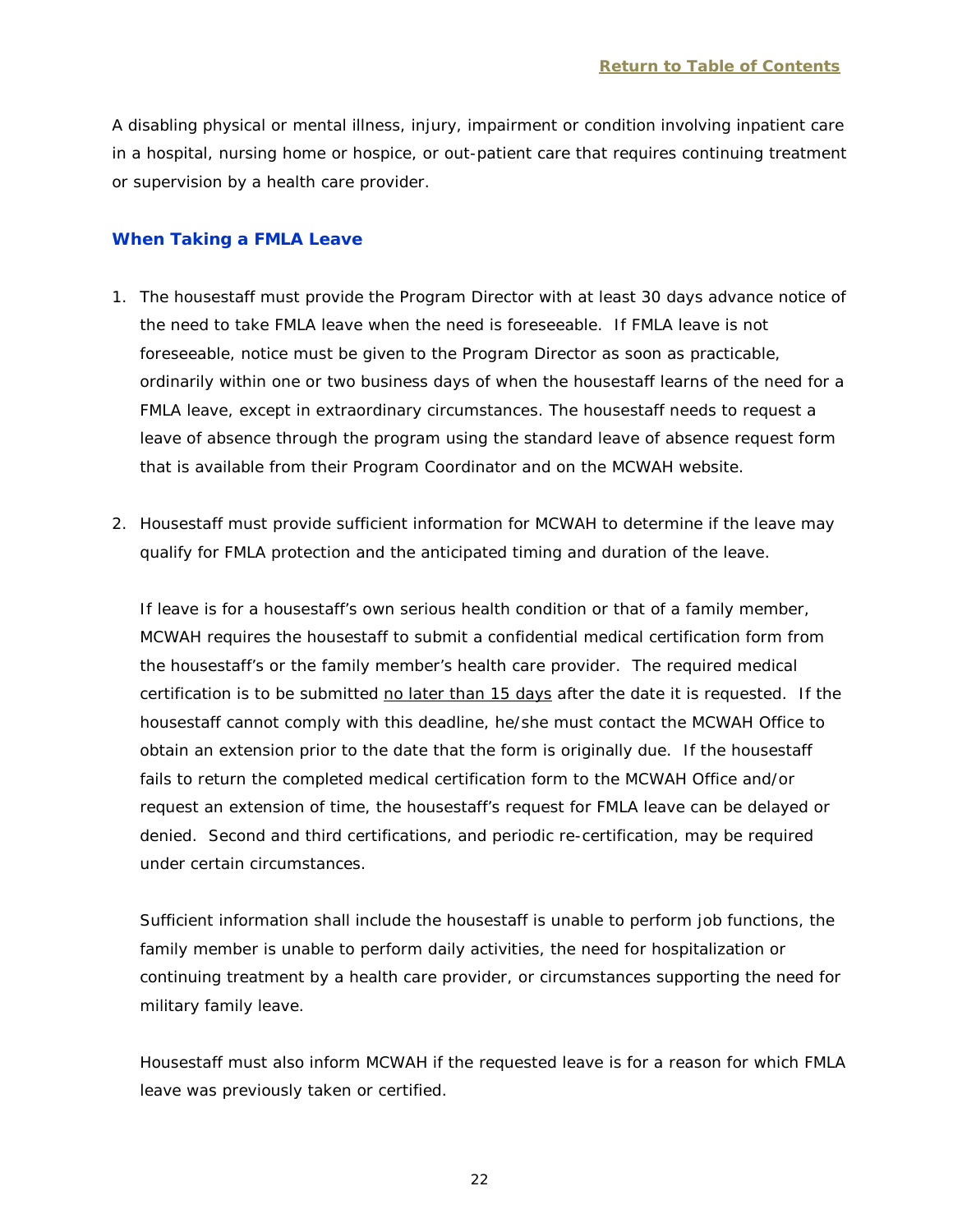A disabling physical or mental illness, injury, impairment or condition involving inpatient care in a hospital, nursing home or hospice, or out-patient care that requires continuing treatment or supervision by a health care provider.

### When Taking a FMLA Leave

1. The housestaff must provide the Program Director with at least 30 days advance notice of the need to take FMLA leave when the need is foreseeable. If FMLA leave is not foreseeable, notice must be given to the Program Director as soon as practicable, ordinarily within one or two business days of when the housestaff learns of the need for a FMLA leave, except in extraordinary circumstances. The housestaff needs to request a leave of absence through the program using the standard leave of absence request form that is available from their Program Coordinator and on the MCWAH website.

2. Housestaff must provide sufficient information for MCWAH to determine if the leave may qualify for FMLA protection and the anticipated timing and duration of the leave.

   If leave is for a housestaff's own serious health condition or that of a family member, MCWAH requires the housestaff to submit a confidential medical certification form from the housestaff's or the family member's health care provider. The required medical certification is to be submitted <u>no later than 15 days</u> after the date it is requested. If the housestaff cannot comply with this deadline, he/she must contact the MCWAH Office to obtain an extension prior to the date that the form is originally due. If the housestaff fails to return the completed medical certification form to the MCWAH Office and/or request an extension of time, the housestaff's request for FMLA leave can be delayed or denied. Second and third certifications, and periodic re-certification, may be required under certain circumstances.

   Sufficient information shall include the housestaff is unable to perform job functions, the family member is unable to perform daily activities, the need for hospitalization or continuing treatment by a health care provider, or circumstances supporting the need for military family leave.

   Housestaff must also inform MCWAH if the requested leave is for a reason for which FMLA leave was previously taken or certified.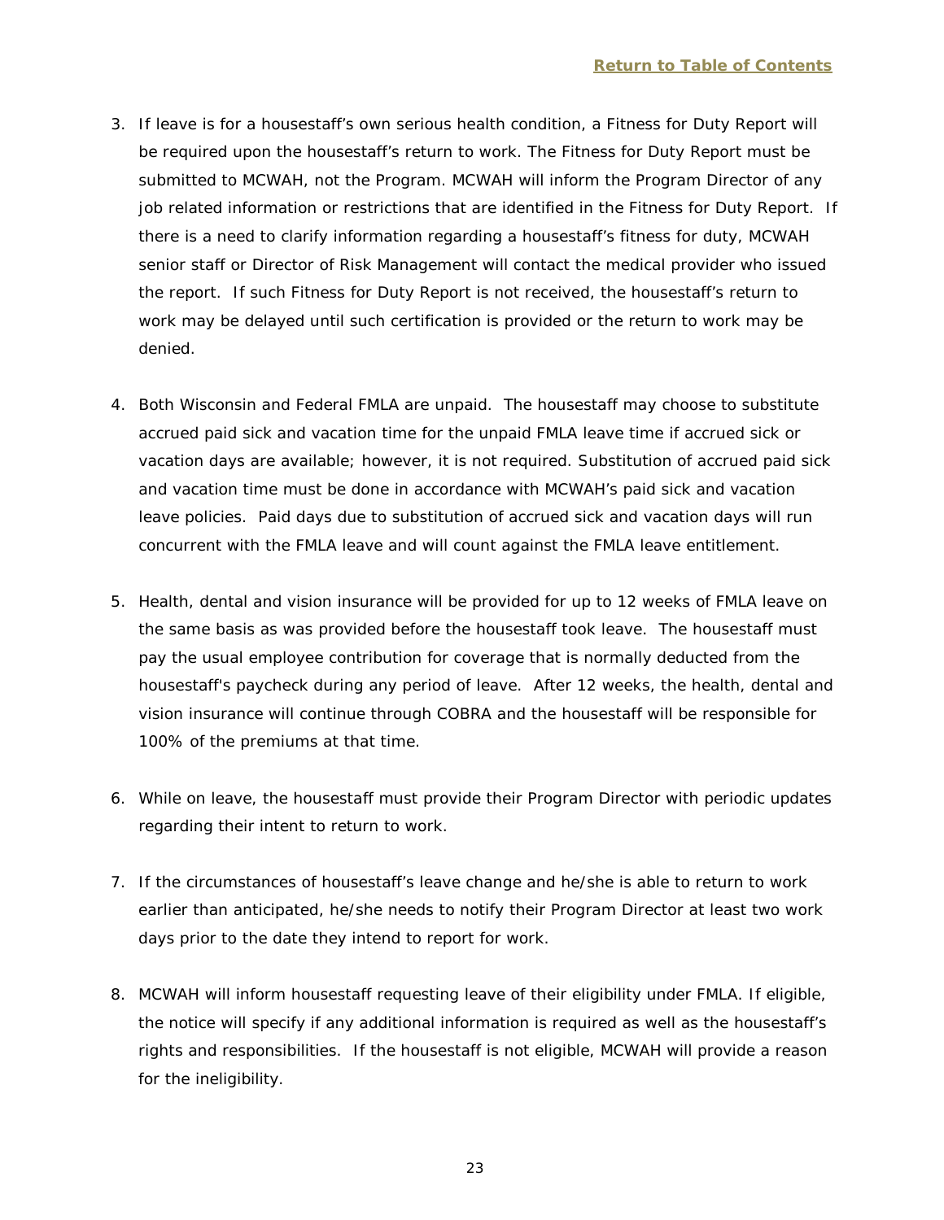3. If leave is for a housestaff's own serious health condition, a Fitness for Duty Report will be required upon the housestaff's return to work. The Fitness for Duty Report must be submitted to MCWAH, not the Program. MCWAH will inform the Program Director of any job related information or restrictions that are identified in the Fitness for Duty Report. If there is a need to clarify information regarding a housestaff's fitness for duty, MCWAH senior staff or Director of Risk Management will contact the medical provider who issued the report. If such Fitness for Duty Report is not received, the housestaff's return to work may be delayed until such certification is provided or the return to work may be denied.

4. Both Wisconsin and Federal FMLA are unpaid. The housestaff may choose to substitute accrued paid sick and vacation time for the unpaid FMLA leave time if accrued sick or vacation days are available; however, it is not required. Substitution of accrued paid sick and vacation time must be done in accordance with MCWAH's paid sick and vacation leave policies. Paid days due to substitution of accrued sick and vacation days will run concurrent with the FMLA leave and will count against the FMLA leave entitlement.

5. Health, dental and vision insurance will be provided for up to 12 weeks of FMLA leave on the same basis as was provided before the housestaff took leave. The housestaff must pay the usual employee contribution for coverage that is normally deducted from the housestaff's paycheck during any period of leave. After 12 weeks, the health, dental and vision insurance will continue through COBRA and the housestaff will be responsible for 100% of the premiums at that time.

6. While on leave, the housestaff must provide their Program Director with periodic updates regarding their intent to return to work.

7. If the circumstances of housestaff's leave change and he/she is able to return to work earlier than anticipated, he/she needs to notify their Program Director at least two work days prior to the date they intend to report for work.

8. MCWAH will inform housestaff requesting leave of their eligibility under FMLA. If eligible, the notice will specify if any additional information is required as well as the housestaff's rights and responsibilities. If the housestaff is not eligible, MCWAH will provide a reason for the ineligibility.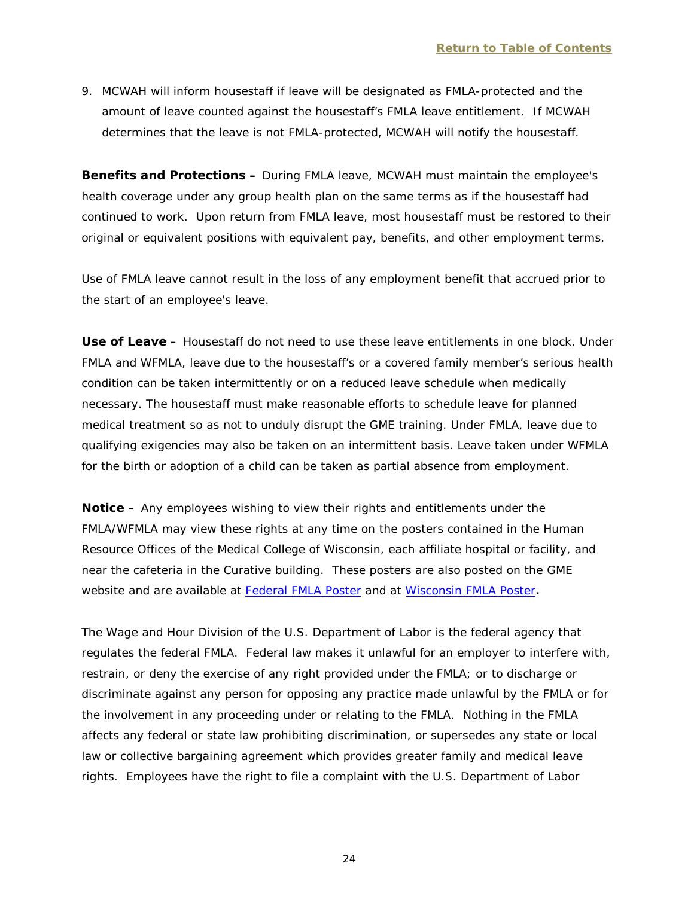9. MCWAH will inform housestaff if leave will be designated as FMLA-protected and the amount of leave counted against the housestaff's FMLA leave entitlement. If MCWAH determines that the leave is not FMLA-protected, MCWAH will notify the housestaff.

**Benefits and Protections –** During FMLA leave, MCWAH must maintain the employee's health coverage under any group health plan on the same terms as if the housestaff had continued to work. Upon return from FMLA leave, most housestaff must be restored to their original or equivalent positions with equivalent pay, benefits, and other employment terms.

Use of FMLA leave cannot result in the loss of any employment benefit that accrued prior to the start of an employee's leave.

**Use of Leave –** Housestaff do not need to use these leave entitlements in one block. Under FMLA and WFMLA, leave due to the housestaff's or a covered family member's serious health condition can be taken intermittently or on a reduced leave schedule when medically necessary. The housestaff must make reasonable efforts to schedule leave for planned medical treatment so as not to unduly disrupt the GME training. Under FMLA, leave due to qualifying exigencies may also be taken on an intermittent basis. Leave taken under WFMLA for the birth or adoption of a child can be taken as partial absence from employment.

**Notice –** Any employees wishing to view their rights and entitlements under the FMLA/WFMLA may view these rights at any time on the posters contained in the Human Resource Offices of the Medical College of Wisconsin, each affiliate hospital or facility, and near the cafeteria in the Curative building. These posters are also posted on the GME website and are available at Federal FMLA Poster and at Wisconsin FMLA Poster**.**

The Wage and Hour Division of the U.S. Department of Labor is the federal agency that regulates the federal FMLA. Federal law makes it unlawful for an employer to interfere with, restrain, or deny the exercise of any right provided under the FMLA; or to discharge or discriminate against any person for opposing any practice made unlawful by the FMLA or for the involvement in any proceeding under or relating to the FMLA. Nothing in the FMLA affects any federal or state law prohibiting discrimination, or supersedes any state or local law or collective bargaining agreement which provides greater family and medical leave rights. Employees have the right to file a complaint with the U.S. Department of Labor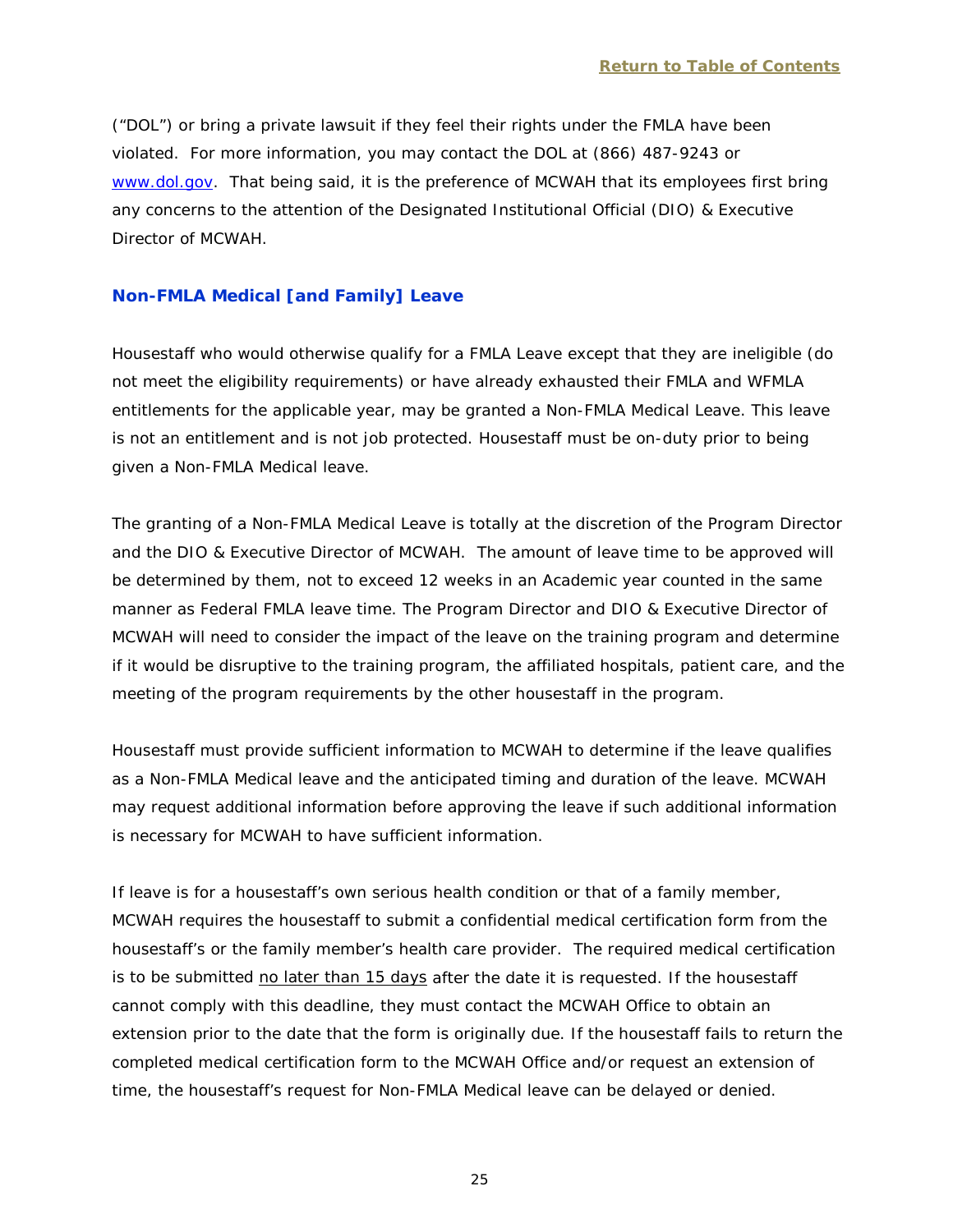("DOL") or bring a private lawsuit if they feel their rights under the FMLA have been violated. For more information, you may contact the DOL at (866) 487-9243 or [www.dol.gov](http://www.dol.gov). That being said, it is the preference of MCWAH that its employees first bring any concerns to the attention of the Designated Institutional Official (DIO) & Executive Director of MCWAH.

### Non-FMLA Medical [and Family] Leave

Housestaff who would otherwise qualify for a FMLA Leave except that they are ineligible (do not meet the eligibility requirements) or have already exhausted their FMLA and WFMLA entitlements for the applicable year, may be granted a Non-FMLA Medical Leave. This leave is not an entitlement and is not job protected. Housestaff must be on-duty prior to being given a Non-FMLA Medical leave.

The granting of a Non-FMLA Medical Leave is totally at the discretion of the Program Director and the DIO & Executive Director of MCWAH. The amount of leave time to be approved will be determined by them, not to exceed 12 weeks in an Academic year counted in the same manner as Federal FMLA leave time. The Program Director and DIO & Executive Director of MCWAH will need to consider the impact of the leave on the training program and determine if it would be disruptive to the training program, the affiliated hospitals, patient care, and the meeting of the program requirements by the other housestaff in the program.

Housestaff must provide sufficient information to MCWAH to determine if the leave qualifies as a Non-FMLA Medical leave and the anticipated timing and duration of the leave. MCWAH may request additional information before approving the leave if such additional information is necessary for MCWAH to have sufficient information.

If leave is for a housestaff's own serious health condition or that of a family member, MCWAH requires the housestaff to submit a confidential medical certification form from the housestaff's or the family member's health care provider. The required medical certification is to be submitted <u>no later than 15 days</u> after the date it is requested. If the housestaff cannot comply with this deadline, they must contact the MCWAH Office to obtain an extension prior to the date that the form is originally due. If the housestaff fails to return the completed medical certification form to the MCWAH Office and/or request an extension of time, the housestaff's request for Non-FMLA Medical leave can be delayed or denied.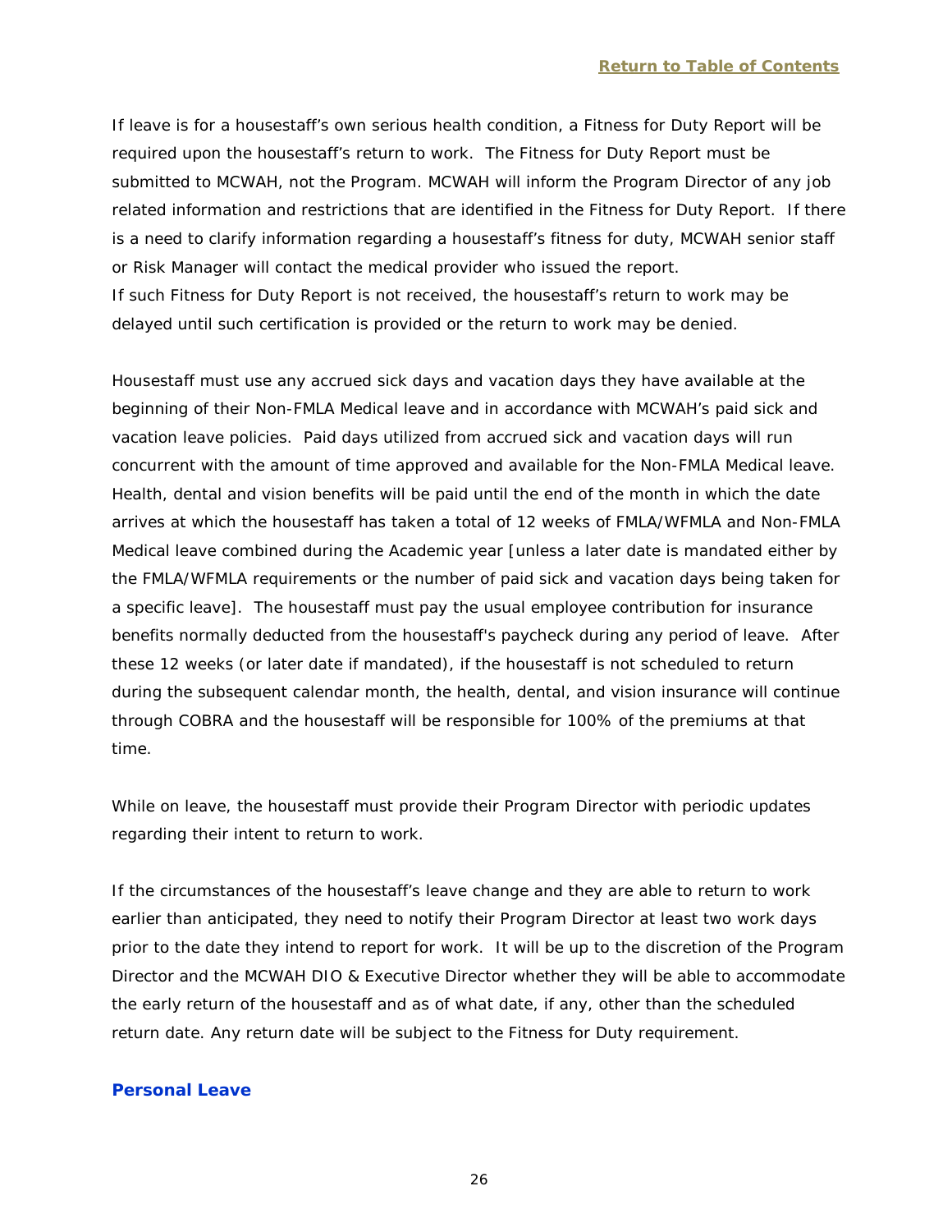If leave is for a housestaff's own serious health condition, a Fitness for Duty Report will be required upon the housestaff's return to work. The Fitness for Duty Report must be submitted to MCWAH, not the Program. MCWAH will inform the Program Director of any job related information and restrictions that are identified in the Fitness for Duty Report. If there is a need to clarify information regarding a housestaff's fitness for duty, MCWAH senior staff or Risk Manager will contact the medical provider who issued the report.
If such Fitness for Duty Report is not received, the housestaff's return to work may be delayed until such certification is provided or the return to work may be denied.

Housestaff must use any accrued sick days and vacation days they have available at the beginning of their Non-FMLA Medical leave and in accordance with MCWAH's paid sick and vacation leave policies. Paid days utilized from accrued sick and vacation days will run concurrent with the amount of time approved and available for the Non-FMLA Medical leave. Health, dental and vision benefits will be paid until the end of the month in which the date arrives at which the housestaff has taken a total of 12 weeks of FMLA/WFMLA and Non-FMLA Medical leave combined during the Academic year [unless a later date is mandated either by the FMLA/WFMLA requirements or the number of paid sick and vacation days being taken for a specific leave]. The housestaff must pay the usual employee contribution for insurance benefits normally deducted from the housestaff's paycheck during any period of leave. After these 12 weeks (or later date if mandated), if the housestaff is not scheduled to return during the subsequent calendar month, the health, dental, and vision insurance will continue through COBRA and the housestaff will be responsible for 100% of the premiums at that time.

While on leave, the housestaff must provide their Program Director with periodic updates regarding their intent to return to work.

If the circumstances of the housestaff's leave change and they are able to return to work earlier than anticipated, they need to notify their Program Director at least two work days prior to the date they intend to report for work. It will be up to the discretion of the Program Director and the MCWAH DIO & Executive Director whether they will be able to accommodate the early return of the housestaff and as of what date, if any, other than the scheduled return date. Any return date will be subject to the Fitness for Duty requirement.

### Personal Leave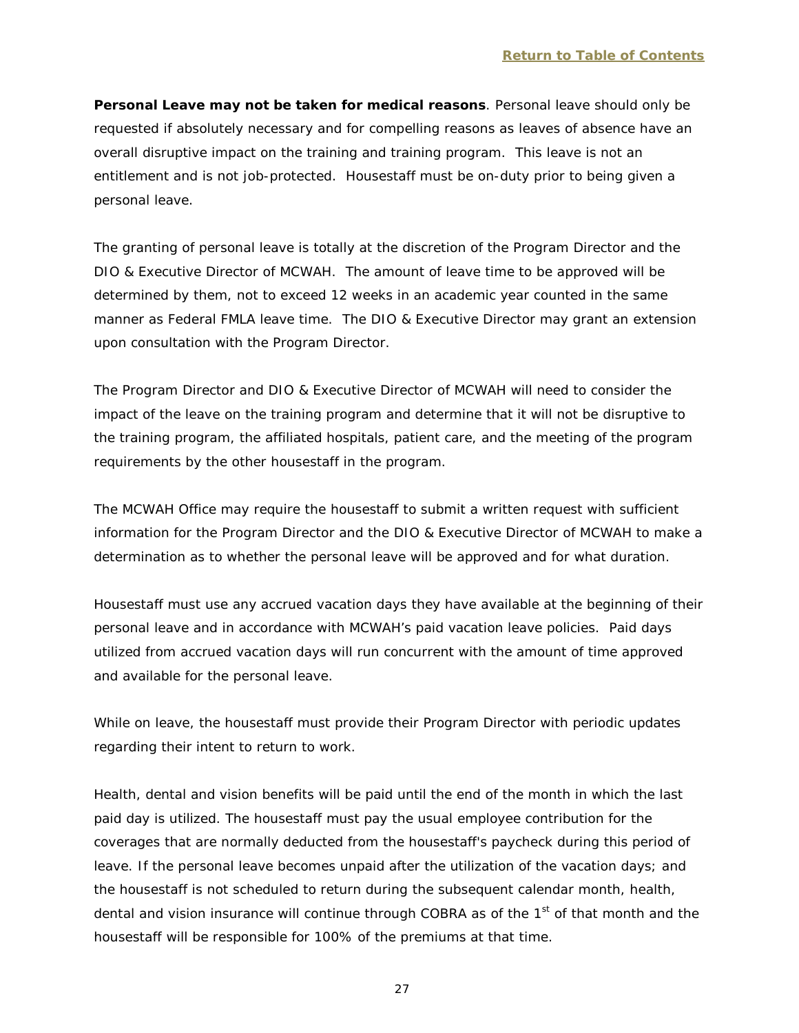**Personal Leave may not be taken for medical reasons**. Personal leave should only be requested if absolutely necessary and for compelling reasons as leaves of absence have an overall disruptive impact on the training and training program. This leave is not an entitlement and is not job-protected. Housestaff must be on-duty prior to being given a personal leave.

The granting of personal leave is totally at the discretion of the Program Director and the DIO & Executive Director of MCWAH. The amount of leave time to be approved will be determined by them, not to exceed 12 weeks in an academic year counted in the same manner as Federal FMLA leave time. The DIO & Executive Director may grant an extension upon consultation with the Program Director.

The Program Director and DIO & Executive Director of MCWAH will need to consider the impact of the leave on the training program and determine that it will not be disruptive to the training program, the affiliated hospitals, patient care, and the meeting of the program requirements by the other housestaff in the program.

The MCWAH Office may require the housestaff to submit a written request with sufficient information for the Program Director and the DIO & Executive Director of MCWAH to make a determination as to whether the personal leave will be approved and for what duration.

Housestaff must use any accrued vacation days they have available at the beginning of their personal leave and in accordance with MCWAH's paid vacation leave policies. Paid days utilized from accrued vacation days will run concurrent with the amount of time approved and available for the personal leave.

While on leave, the housestaff must provide their Program Director with periodic updates regarding their intent to return to work.

Health, dental and vision benefits will be paid until the end of the month in which the last paid day is utilized. The housestaff must pay the usual employee contribution for the coverages that are normally deducted from the housestaff's paycheck during this period of leave. If the personal leave becomes unpaid after the utilization of the vacation days; and the housestaff is not scheduled to return during the subsequent calendar month, health, dental and vision insurance will continue through COBRA as of the 1st of that month and the housestaff will be responsible for 100% of the premiums at that time.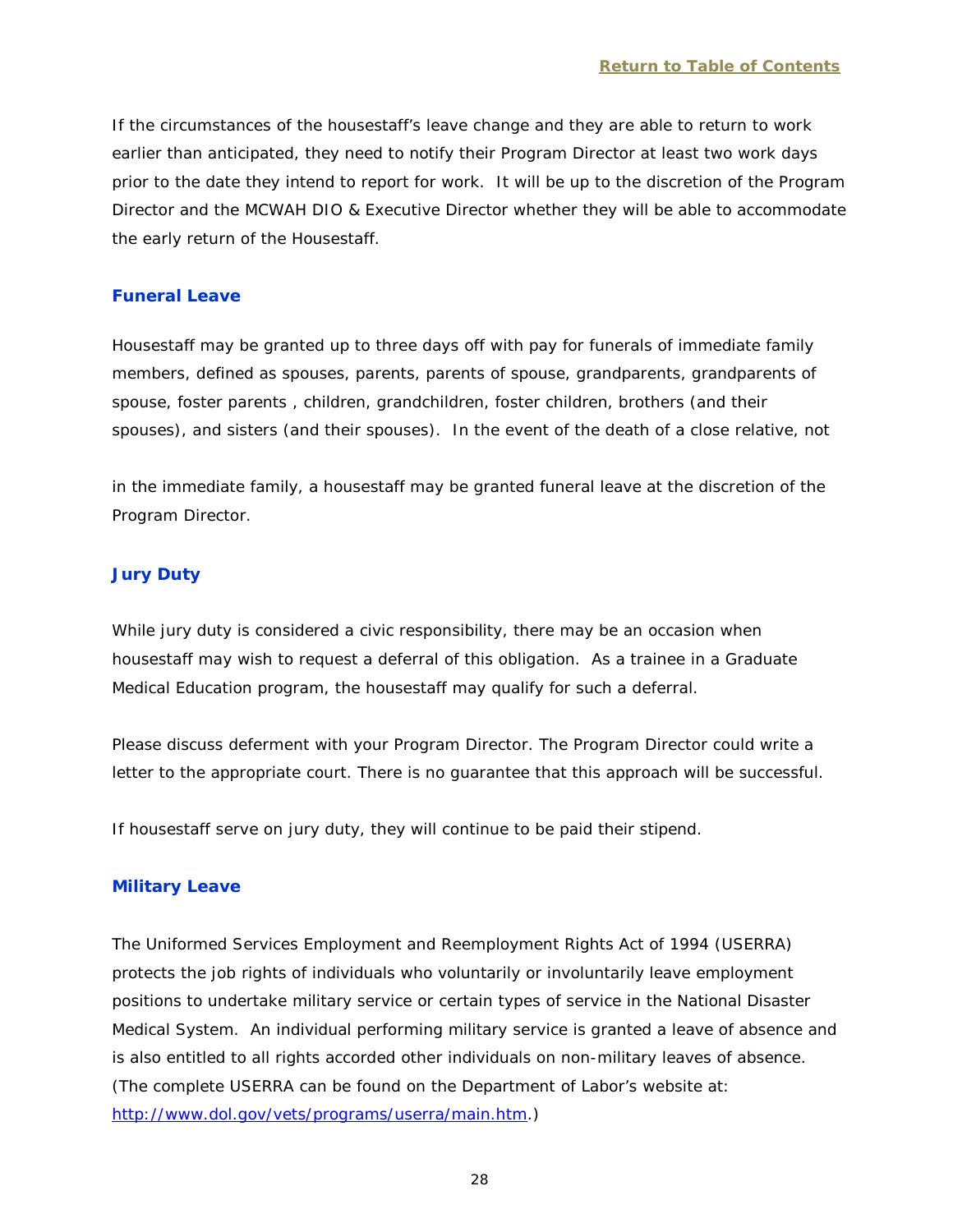If the circumstances of the housestaff's leave change and they are able to return to work earlier than anticipated, they need to notify their Program Director at least two work days prior to the date they intend to report for work. It will be up to the discretion of the Program Director and the MCWAH DIO & Executive Director whether they will be able to accommodate the early return of the Housestaff.

### Funeral Leave

Housestaff may be granted up to three days off with pay for funerals of immediate family members, defined as spouses, parents, parents of spouse, grandparents, grandparents of spouse, foster parents , children, grandchildren, foster children, brothers (and their spouses), and sisters (and their spouses). In the event of the death of a close relative, not in the immediate family, a housestaff may be granted funeral leave at the discretion of the Program Director.

### Jury Duty

While jury duty is considered a civic responsibility, there may be an occasion when housestaff may wish to request a deferral of this obligation. As a trainee in a Graduate Medical Education program, the housestaff may qualify for such a deferral.

Please discuss deferment with your Program Director. The Program Director could write a letter to the appropriate court. There is no guarantee that this approach will be successful.

If housestaff serve on jury duty, they will continue to be paid their stipend.

### Military Leave

The Uniformed Services Employment and Reemployment Rights Act of 1994 (USERRA) protects the job rights of individuals who voluntarily or involuntarily leave employment positions to undertake military service or certain types of service in the National Disaster Medical System. An individual performing military service is granted a leave of absence and is also entitled to all rights accorded other individuals on non-military leaves of absence. (The complete USERRA can be found on the Department of Labor's website at: [http://www.dol.gov/vets/programs/userra/main.htm](http://www.dol.gov/vets/programs/userra/main.htm).)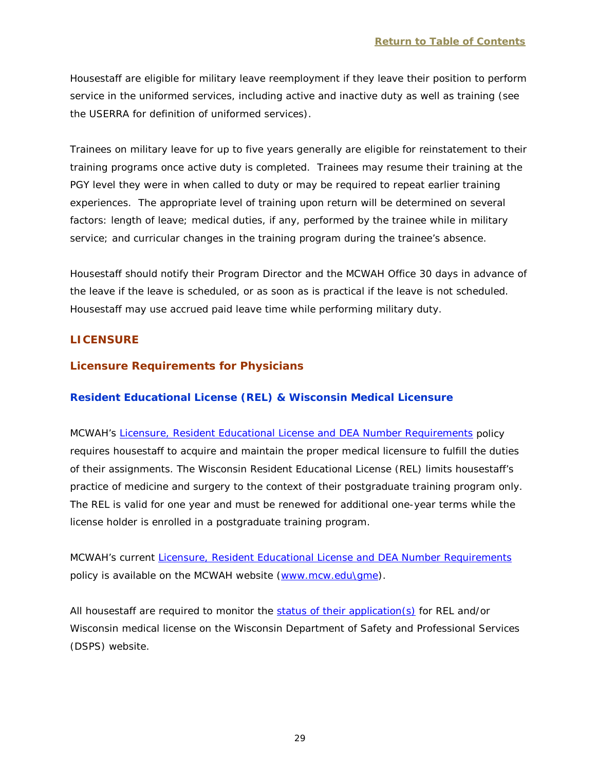Housestaff are eligible for military leave reemployment if they leave their position to perform service in the uniformed services, including active and inactive duty as well as training (see the USERRA for definition of uniformed services).

Trainees on military leave for up to five years generally are eligible for reinstatement to their training programs once active duty is completed. Trainees may resume their training at the PGY level they were in when called to duty or may be required to repeat earlier training experiences. The appropriate level of training upon return will be determined on several factors: length of leave; medical duties, if any, performed by the trainee while in military service; and curricular changes in the training program during the trainee's absence.

Housestaff should notify their Program Director and the MCWAH Office 30 days in advance of the leave if the leave is scheduled, or as soon as is practical if the leave is not scheduled. Housestaff may use accrued paid leave time while performing military duty.

## LICENSURE

### Licensure Requirements for Physicians

#### Resident Educational License (REL) & Wisconsin Medical Licensure

MCWAH's Licensure, Resident Educational License and DEA Number Requirements policy requires housestaff to acquire and maintain the proper medical licensure to fulfill the duties of their assignments. The Wisconsin Resident Educational License (REL) limits housestaff's practice of medicine and surgery to the context of their postgraduate training program only. The REL is valid for one year and must be renewed for additional one-year terms while the license holder is enrolled in a postgraduate training program.

MCWAH's current Licensure, Resident Educational License and DEA Number Requirements policy is available on the MCWAH website (www.mcw.edu\gme).

All housestaff are required to monitor the status of their application(s) for REL and/or Wisconsin medical license on the Wisconsin Department of Safety and Professional Services (DSPS) website.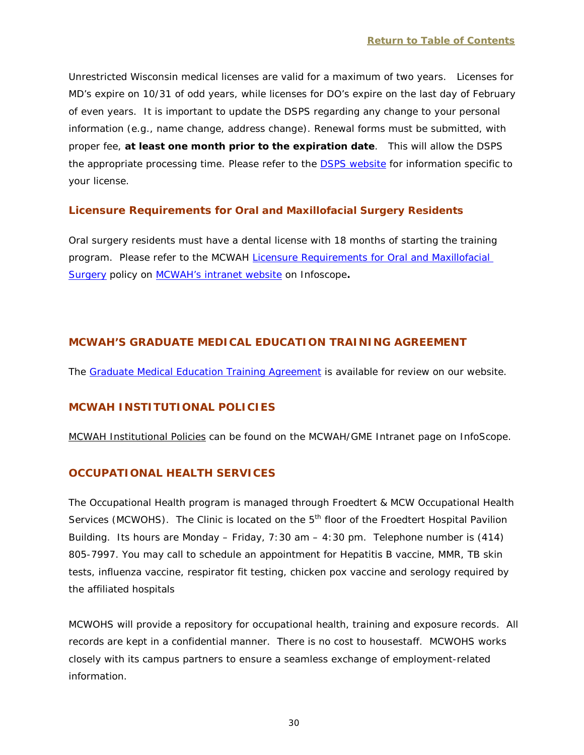Unrestricted Wisconsin medical licenses are valid for a maximum of two years. Licenses for MD's expire on 10/31 of odd years, while licenses for DO's expire on the last day of February of even years. It is important to update the DSPS regarding any change to your personal information (e.g., name change, address change). Renewal forms must be submitted, with proper fee, **at least one month prior to the expiration date**. This will allow the DSPS the appropriate processing time. Please refer to the DSPS website for information specific to your license.

### Licensure Requirements for Oral and Maxillofacial Surgery Residents

Oral surgery residents must have a dental license with 18 months of starting the training program. Please refer to the MCWAH Licensure Requirements for Oral and Maxillofacial Surgery policy on MCWAH's intranet website on Infoscope**.**

## MCWAH'S GRADUATE MEDICAL EDUCATION TRAINING AGREEMENT

The Graduate Medical Education Training Agreement is available for review on our website.

## MCWAH INSTITUTIONAL POLICIES

MCWAH Institutional Policies can be found on the MCWAH/GME Intranet page on InfoScope.

## OCCUPATIONAL HEALTH SERVICES

The Occupational Health program is managed through Froedtert & MCW Occupational Health Services (MCWOHS). The Clinic is located on the 5th floor of the Froedtert Hospital Pavilion Building. Its hours are Monday – Friday, 7:30 am – 4:30 pm. Telephone number is (414) 805-7997. You may call to schedule an appointment for Hepatitis B vaccine, MMR, TB skin tests, influenza vaccine, respirator fit testing, chicken pox vaccine and serology required by the affiliated hospitals

MCWOHS will provide a repository for occupational health, training and exposure records. All records are kept in a confidential manner. There is no cost to housestaff. MCWOHS works closely with its campus partners to ensure a seamless exchange of employment-related information.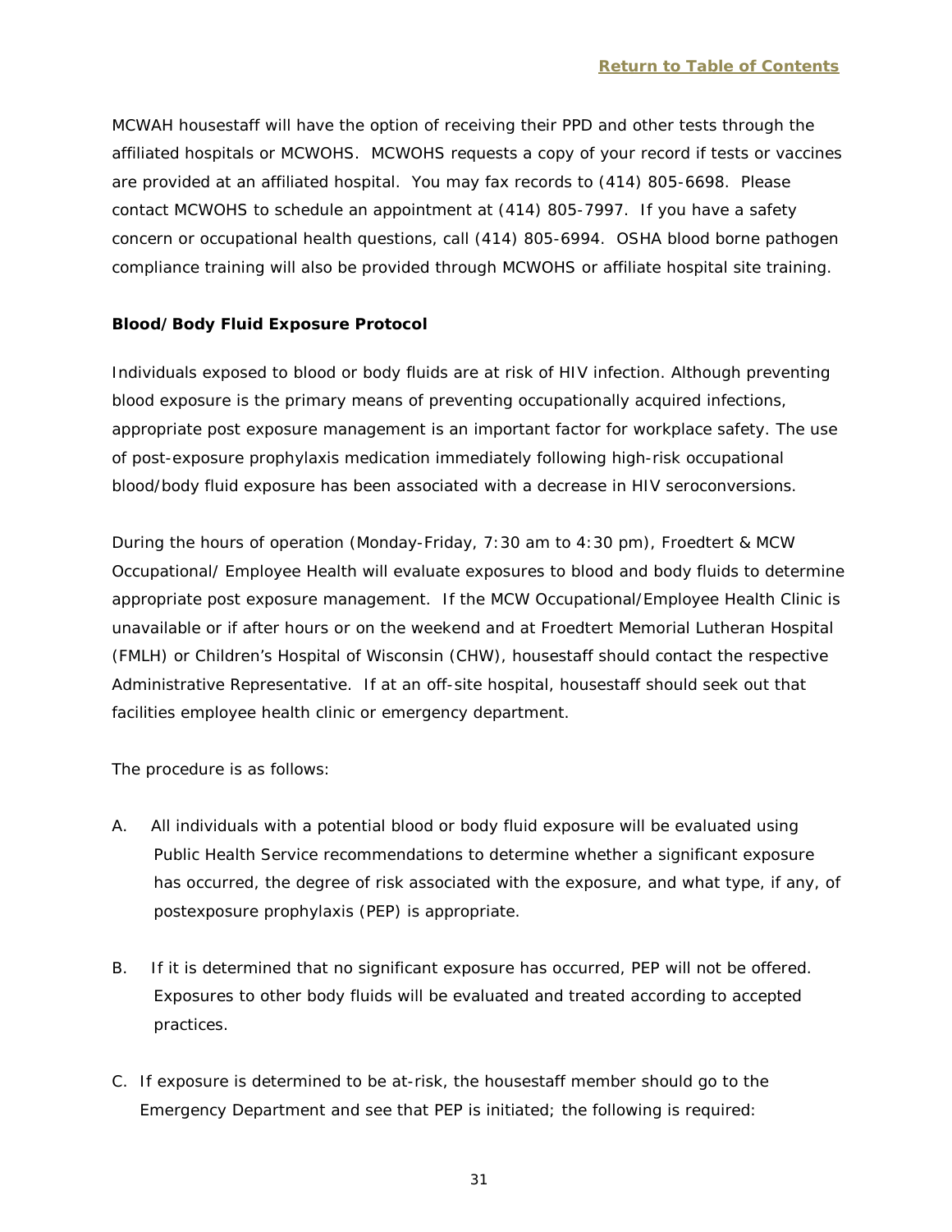MCWAH housestaff will have the option of receiving their PPD and other tests through the affiliated hospitals or MCWOHS. MCWOHS requests a copy of your record if tests or vaccines are provided at an affiliated hospital. You may fax records to (414) 805-6698. Please contact MCWOHS to schedule an appointment at (414) 805-7997. If you have a safety concern or occupational health questions, call (414) 805-6994. OSHA blood borne pathogen compliance training will also be provided through MCWOHS or affiliate hospital site training.

**Blood/Body Fluid Exposure Protocol**

Individuals exposed to blood or body fluids are at risk of HIV infection. Although preventing blood exposure is the primary means of preventing occupationally acquired infections, appropriate post exposure management is an important factor for workplace safety. The use of post-exposure prophylaxis medication immediately following high-risk occupational blood/body fluid exposure has been associated with a decrease in HIV seroconversions.

During the hours of operation (Monday-Friday, 7:30 am to 4:30 pm), Froedtert & MCW Occupational/ Employee Health will evaluate exposures to blood and body fluids to determine appropriate post exposure management. If the MCW Occupational/Employee Health Clinic is unavailable or if after hours or on the weekend and at Froedtert Memorial Lutheran Hospital (FMLH) or Children's Hospital of Wisconsin (CHW), housestaff should contact the respective Administrative Representative. If at an off-site hospital, housestaff should seek out that facilities employee health clinic or emergency department.

The procedure is as follows:

A. All individuals with a potential blood or body fluid exposure will be evaluated using Public Health Service recommendations to determine whether a significant exposure has occurred, the degree of risk associated with the exposure, and what type, if any, of postexposure prophylaxis (PEP) is appropriate.

B. If it is determined that no significant exposure has occurred, PEP will not be offered. Exposures to other body fluids will be evaluated and treated according to accepted practices.

C. If exposure is determined to be at-risk, the housestaff member should go to the Emergency Department and see that PEP is initiated; the following is required: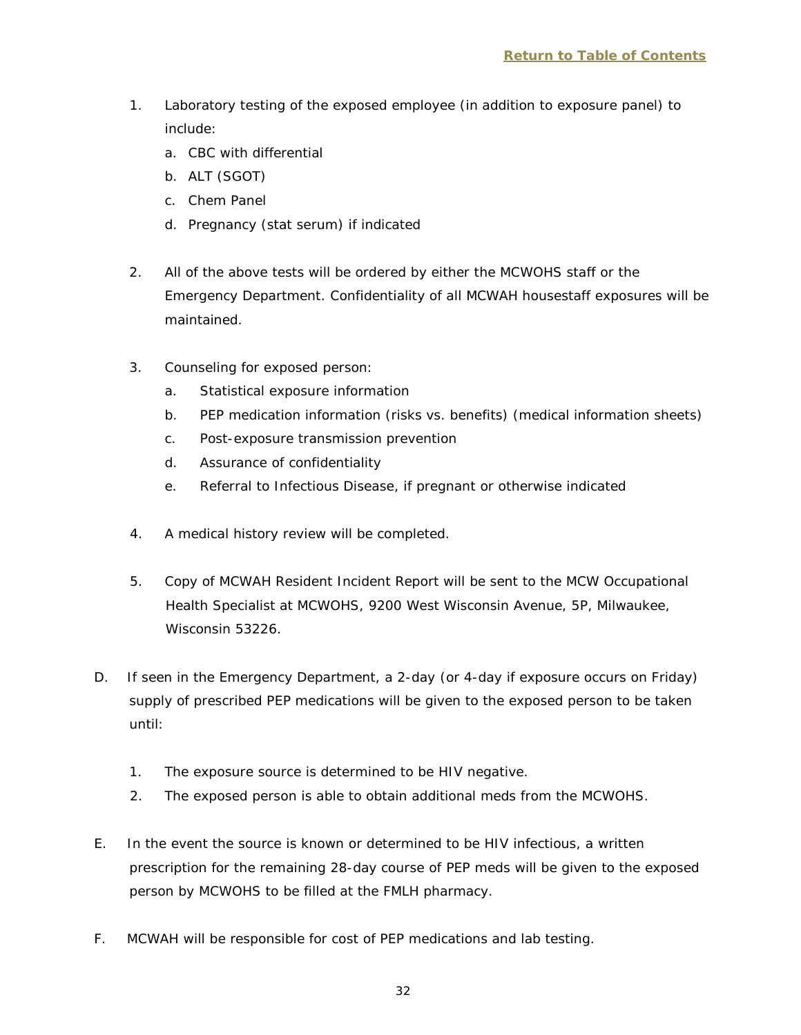[Return to Table of Contents](#)

1. Laboratory testing of the exposed employee (in addition to exposure panel) to include:
   a. CBC with differential
   b. ALT (SGOT)
   c. Chem Panel
   d. Pregnancy (stat serum) if indicated

2. All of the above tests will be ordered by either the MCWOHS staff or the Emergency Department. Confidentiality of all MCWAH housestaff exposures will be maintained.

3. Counseling for exposed person:
   a. Statistical exposure information
   b. PEP medication information (risks vs. benefits) (medical information sheets)
   c. Post-exposure transmission prevention
   d. Assurance of confidentiality
   e. Referral to Infectious Disease, if pregnant or otherwise indicated

4. A medical history review will be completed.

5. Copy of MCWAH Resident Incident Report will be sent to the MCW Occupational Health Specialist at MCWOHS, 9200 West Wisconsin Avenue, 5P, Milwaukee, Wisconsin 53226.

D. If seen in the Emergency Department, a 2-day (or 4-day if exposure occurs on Friday) supply of prescribed PEP medications will be given to the exposed person to be taken until:

   1. The exposure source is determined to be HIV negative.
   2. The exposed person is able to obtain additional meds from the MCWOHS.

E. In the event the source is known or determined to be HIV infectious, a written prescription for the remaining 28-day course of PEP meds will be given to the exposed person by MCWOHS to be filled at the FMLH pharmacy.

F. MCWAH will be responsible for cost of PEP medications and lab testing.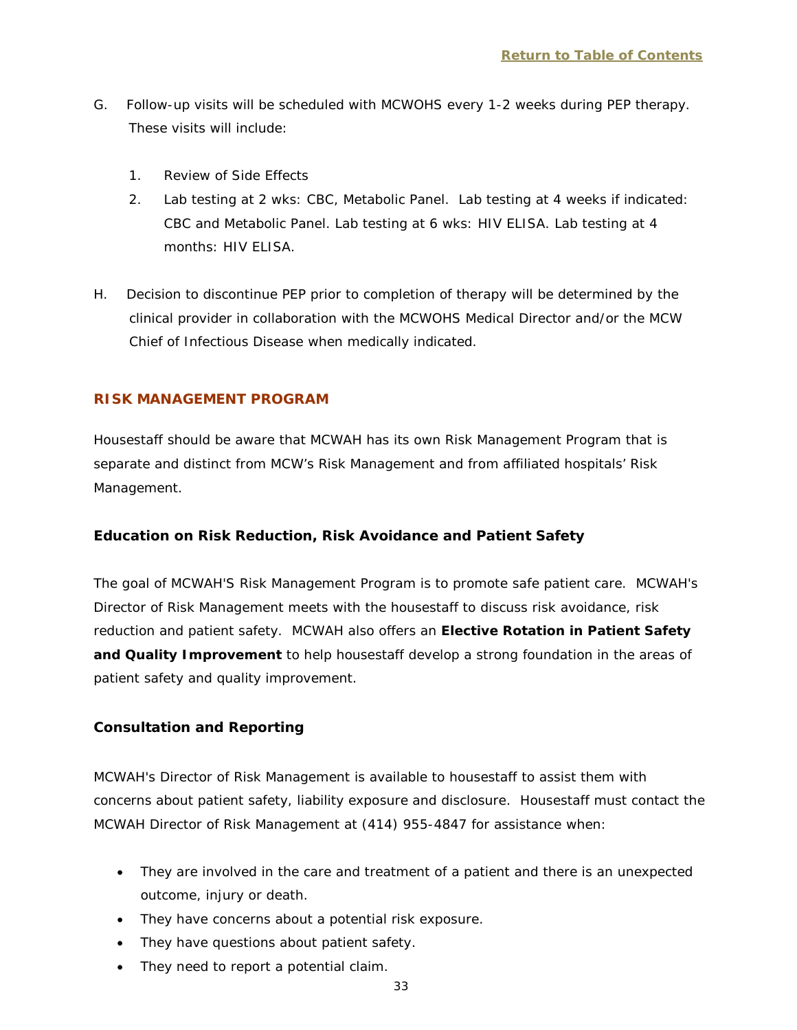[Return to Table of Contents](#)

G. Follow-up visits will be scheduled with MCWOHS every 1-2 weeks during PEP therapy. These visits will include:

   1. Review of Side Effects
   2. Lab testing at 2 wks: CBC, Metabolic Panel. Lab testing at 4 weeks if indicated: CBC and Metabolic Panel. Lab testing at 6 wks: HIV ELISA. Lab testing at 4 months: HIV ELISA.

H. Decision to discontinue PEP prior to completion of therapy will be determined by the clinical provider in collaboration with the MCWOHS Medical Director and/or the MCW Chief of Infectious Disease when medically indicated.

## RISK MANAGEMENT PROGRAM

Housestaff should be aware that MCWAH has its own Risk Management Program that is separate and distinct from MCW's Risk Management and from affiliated hospitals' Risk Management.

### Education on Risk Reduction, Risk Avoidance and Patient Safety

The goal of MCWAH'S Risk Management Program is to promote safe patient care. MCWAH's Director of Risk Management meets with the housestaff to discuss risk avoidance, risk reduction and patient safety. MCWAH also offers an **Elective Rotation in Patient Safety and Quality Improvement** to help housestaff develop a strong foundation in the areas of patient safety and quality improvement.

### Consultation and Reporting

MCWAH's Director of Risk Management is available to housestaff to assist them with concerns about patient safety, liability exposure and disclosure. Housestaff must contact the MCWAH Director of Risk Management at (414) 955-4847 for assistance when:

- They are involved in the care and treatment of a patient and there is an unexpected outcome, injury or death.
- They have concerns about a potential risk exposure.
- They have questions about patient safety.
- They need to report a potential claim.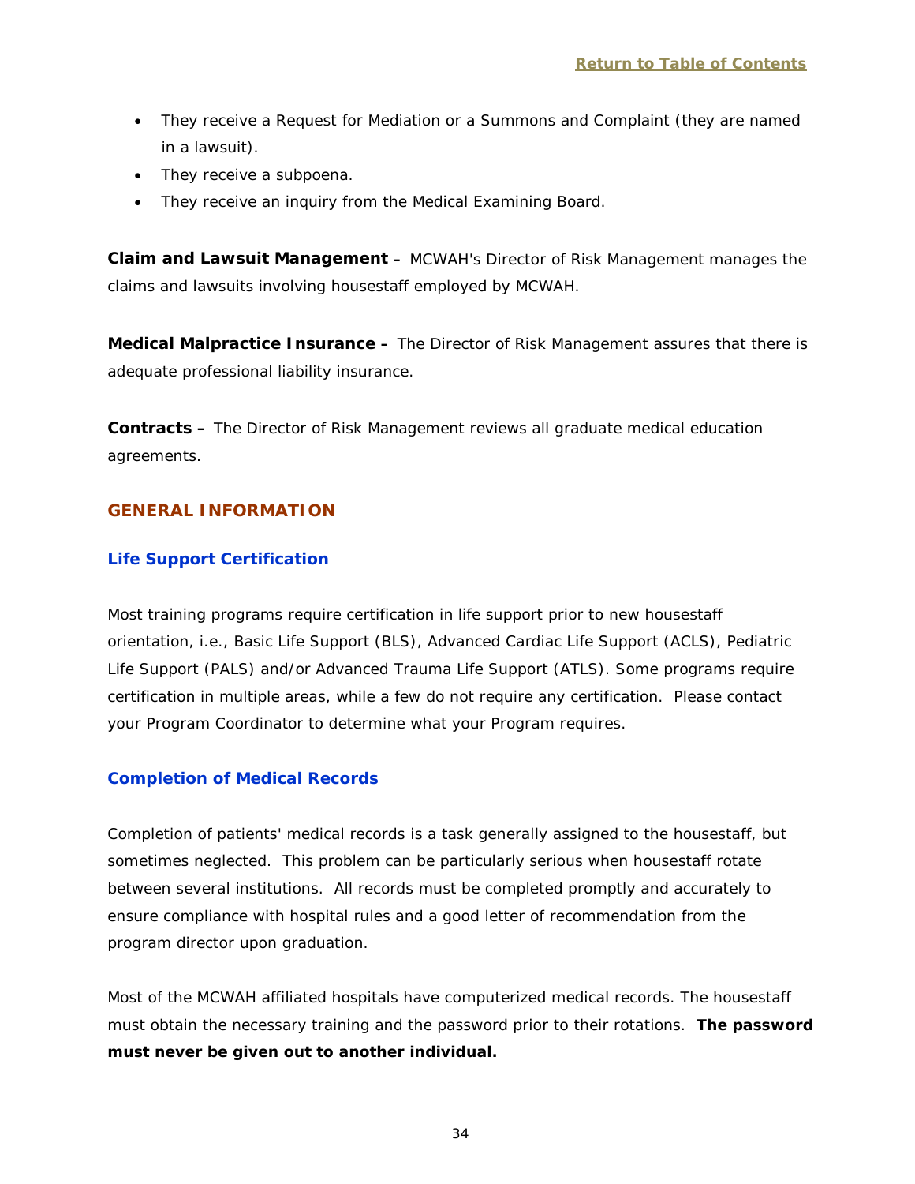- They receive a Request for Mediation or a Summons and Complaint (they are named in a lawsuit).
- They receive a subpoena.
- They receive an inquiry from the Medical Examining Board.

**Claim and Lawsuit Management –** MCWAH's Director of Risk Management manages the claims and lawsuits involving housestaff employed by MCWAH.

**Medical Malpractice Insurance –** The Director of Risk Management assures that there is adequate professional liability insurance.

**Contracts –** The Director of Risk Management reviews all graduate medical education agreements.

## GENERAL INFORMATION

### Life Support Certification

Most training programs require certification in life support prior to new housestaff orientation, i.e., Basic Life Support (BLS), Advanced Cardiac Life Support (ACLS), Pediatric Life Support (PALS) and/or Advanced Trauma Life Support (ATLS). Some programs require certification in multiple areas, while a few do not require any certification. Please contact your Program Coordinator to determine what your Program requires.

### Completion of Medical Records

Completion of patients' medical records is a task generally assigned to the housestaff, but sometimes neglected. This problem can be particularly serious when housestaff rotate between several institutions. All records must be completed promptly and accurately to ensure compliance with hospital rules and a good letter of recommendation from the program director upon graduation.

Most of the MCWAH affiliated hospitals have computerized medical records. The housestaff must obtain the necessary training and the password prior to their rotations. **The password must never be given out to another individual.**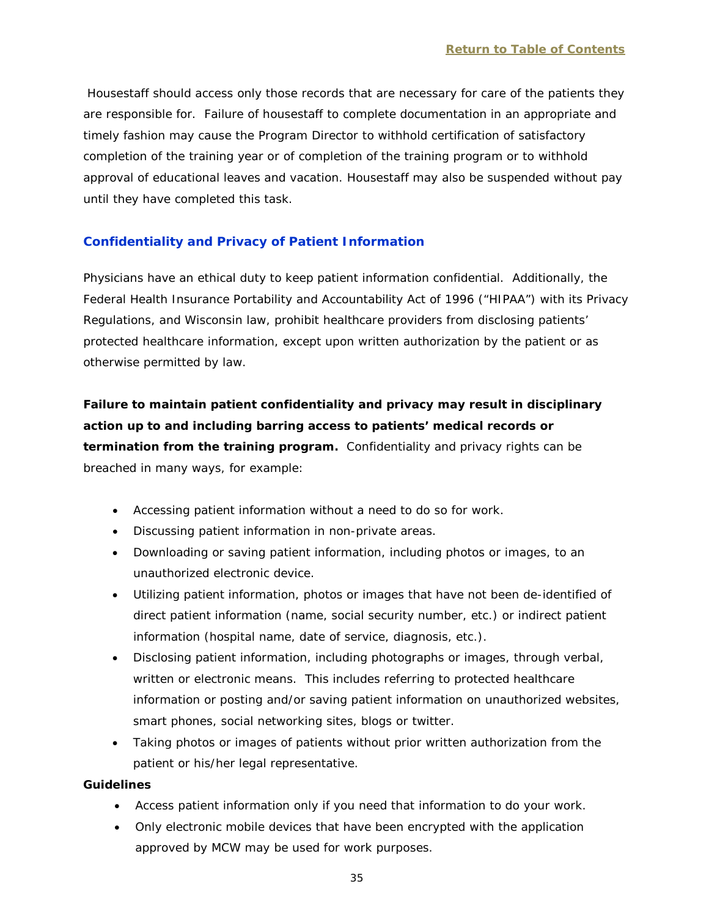Housestaff should access only those records that are necessary for care of the patients they are responsible for. Failure of housestaff to complete documentation in an appropriate and timely fashion may cause the Program Director to withhold certification of satisfactory completion of the training year or of completion of the training program or to withhold approval of educational leaves and vacation. Housestaff may also be suspended without pay until they have completed this task.

## Confidentiality and Privacy of Patient Information

Physicians have an ethical duty to keep patient information confidential. Additionally, the Federal Health Insurance Portability and Accountability Act of 1996 ("HIPAA") with its Privacy Regulations, and Wisconsin law, prohibit healthcare providers from disclosing patients' protected healthcare information, except upon written authorization by the patient or as otherwise permitted by law.

**Failure to maintain patient confidentiality and privacy may result in disciplinary action up to and including barring access to patients' medical records or termination from the training program.** Confidentiality and privacy rights can be breached in many ways, for example:

- Accessing patient information without a need to do so for work.
- Discussing patient information in non-private areas.
- Downloading or saving patient information, including photos or images, to an unauthorized electronic device.
- Utilizing patient information, photos or images that have not been de-identified of direct patient information (name, social security number, etc.) or indirect patient information (hospital name, date of service, diagnosis, etc.).
- Disclosing patient information, including photographs or images, through verbal, written or electronic means. This includes referring to protected healthcare information or posting and/or saving patient information on unauthorized websites, smart phones, social networking sites, blogs or twitter.
- Taking photos or images of patients without prior written authorization from the patient or his/her legal representative.

**Guidelines**

- Access patient information only if you need that information to do your work.
- Only electronic mobile devices that have been encrypted with the application approved by MCW may be used for work purposes.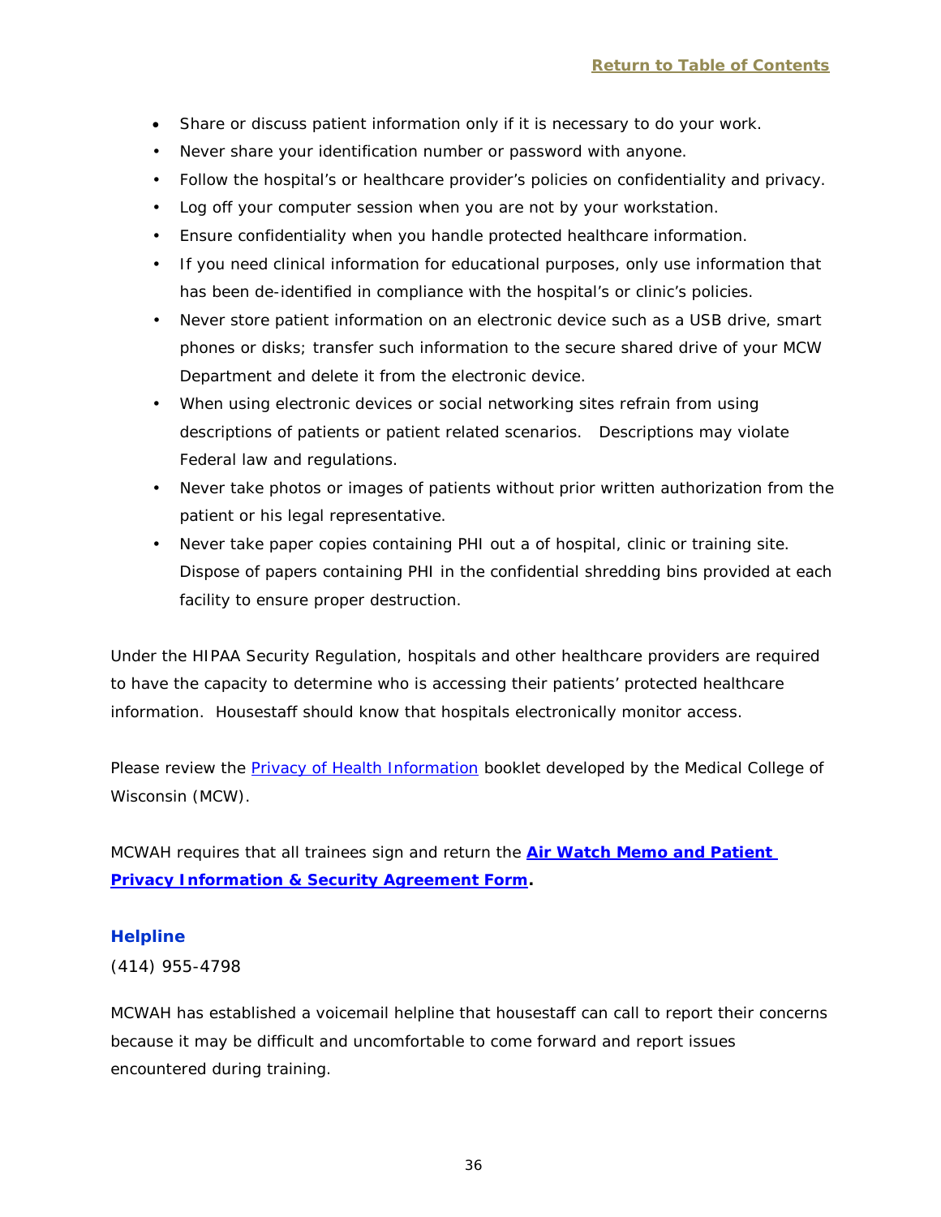[Return to Table of Contents]

- Share or discuss patient information only if it is necessary to do your work.
- Never share your identification number or password with anyone.
- Follow the hospital's or healthcare provider's policies on confidentiality and privacy.
- Log off your computer session when you are not by your workstation.
- Ensure confidentiality when you handle protected healthcare information.
- If you need clinical information for educational purposes, only use information that has been de-identified in compliance with the hospital's or clinic's policies.
- Never store patient information on an electronic device such as a USB drive, smart phones or disks; transfer such information to the secure shared drive of your MCW Department and delete it from the electronic device.
- When using electronic devices or social networking sites refrain from using descriptions of patients or patient related scenarios. Descriptions may violate Federal law and regulations.
- Never take photos or images of patients without prior written authorization from the patient or his legal representative.
- Never take paper copies containing PHI out a of hospital, clinic or training site. Dispose of papers containing PHI in the confidential shredding bins provided at each facility to ensure proper destruction.

Under the HIPAA Security Regulation, hospitals and other healthcare providers are required to have the capacity to determine who is accessing their patients' protected healthcare information. Housestaff should know that hospitals electronically monitor access.

Please review the Privacy of Health Information booklet developed by the Medical College of Wisconsin (MCW).

MCWAH requires that all trainees sign and return the **Air Watch Memo and Patient Privacy Information & Security Agreement Form**.

### Helpline

(414) 955-4798

MCWAH has established a voicemail helpline that housestaff can call to report their concerns because it may be difficult and uncomfortable to come forward and report issues encountered during training.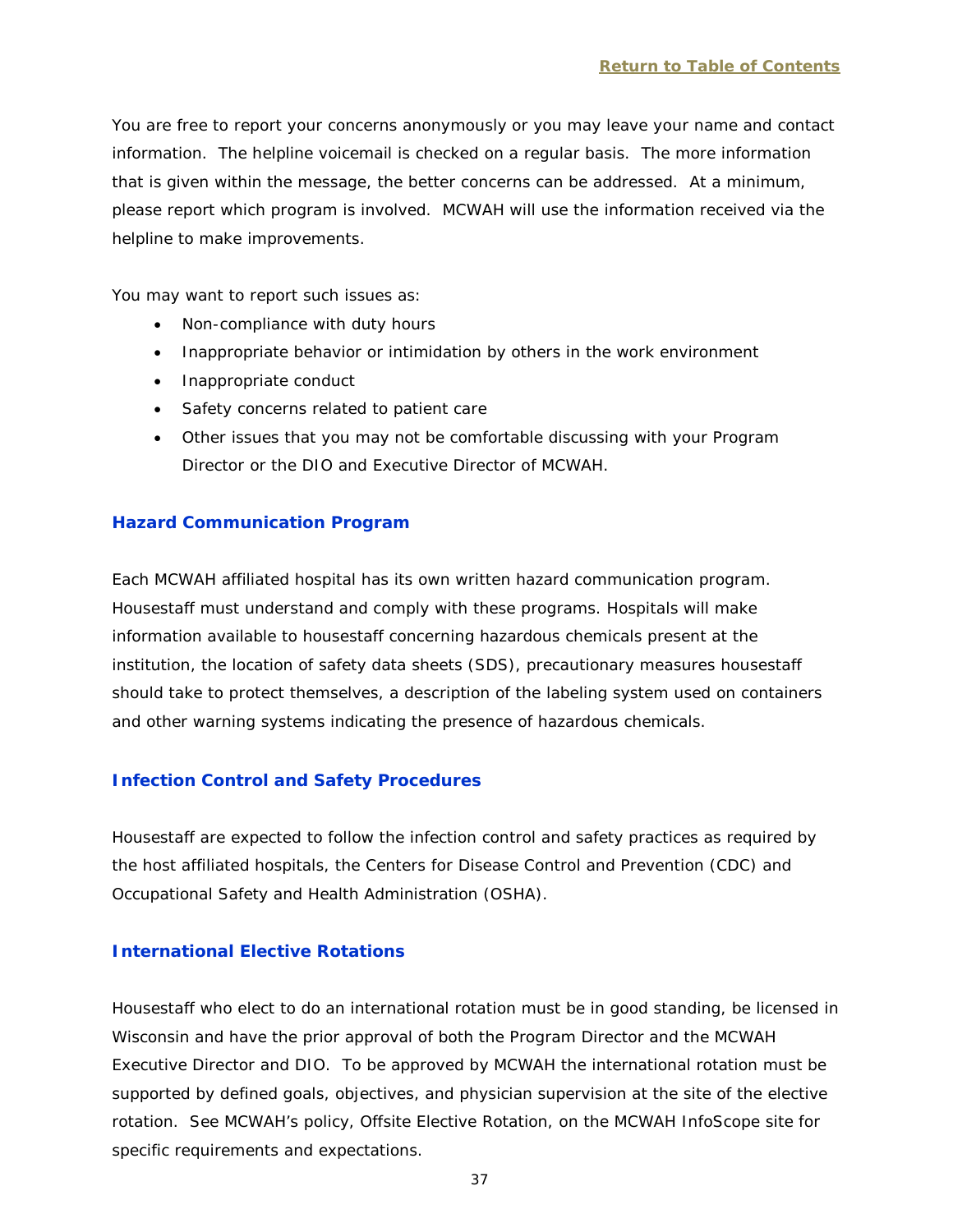You are free to report your concerns anonymously or you may leave your name and contact information. The helpline voicemail is checked on a regular basis. The more information that is given within the message, the better concerns can be addressed. At a minimum, please report which program is involved. MCWAH will use the information received via the helpline to make improvements.

You may want to report such issues as:

- Non-compliance with duty hours
- Inappropriate behavior or intimidation by others in the work environment
- Inappropriate conduct
- Safety concerns related to patient care
- Other issues that you may not be comfortable discussing with your Program Director or the DIO and Executive Director of MCWAH.

### Hazard Communication Program

Each MCWAH affiliated hospital has its own written hazard communication program. Housestaff must understand and comply with these programs. Hospitals will make information available to housestaff concerning hazardous chemicals present at the institution, the location of safety data sheets (SDS), precautionary measures housestaff should take to protect themselves, a description of the labeling system used on containers and other warning systems indicating the presence of hazardous chemicals.

### Infection Control and Safety Procedures

Housestaff are expected to follow the infection control and safety practices as required by the host affiliated hospitals, the Centers for Disease Control and Prevention (CDC) and Occupational Safety and Health Administration (OSHA).

### International Elective Rotations

Housestaff who elect to do an international rotation must be in good standing, be licensed in Wisconsin and have the prior approval of both the Program Director and the MCWAH Executive Director and DIO. To be approved by MCWAH the international rotation must be supported by defined goals, objectives, and physician supervision at the site of the elective rotation. See MCWAH's policy, Offsite Elective Rotation, on the MCWAH InfoScope site for specific requirements and expectations.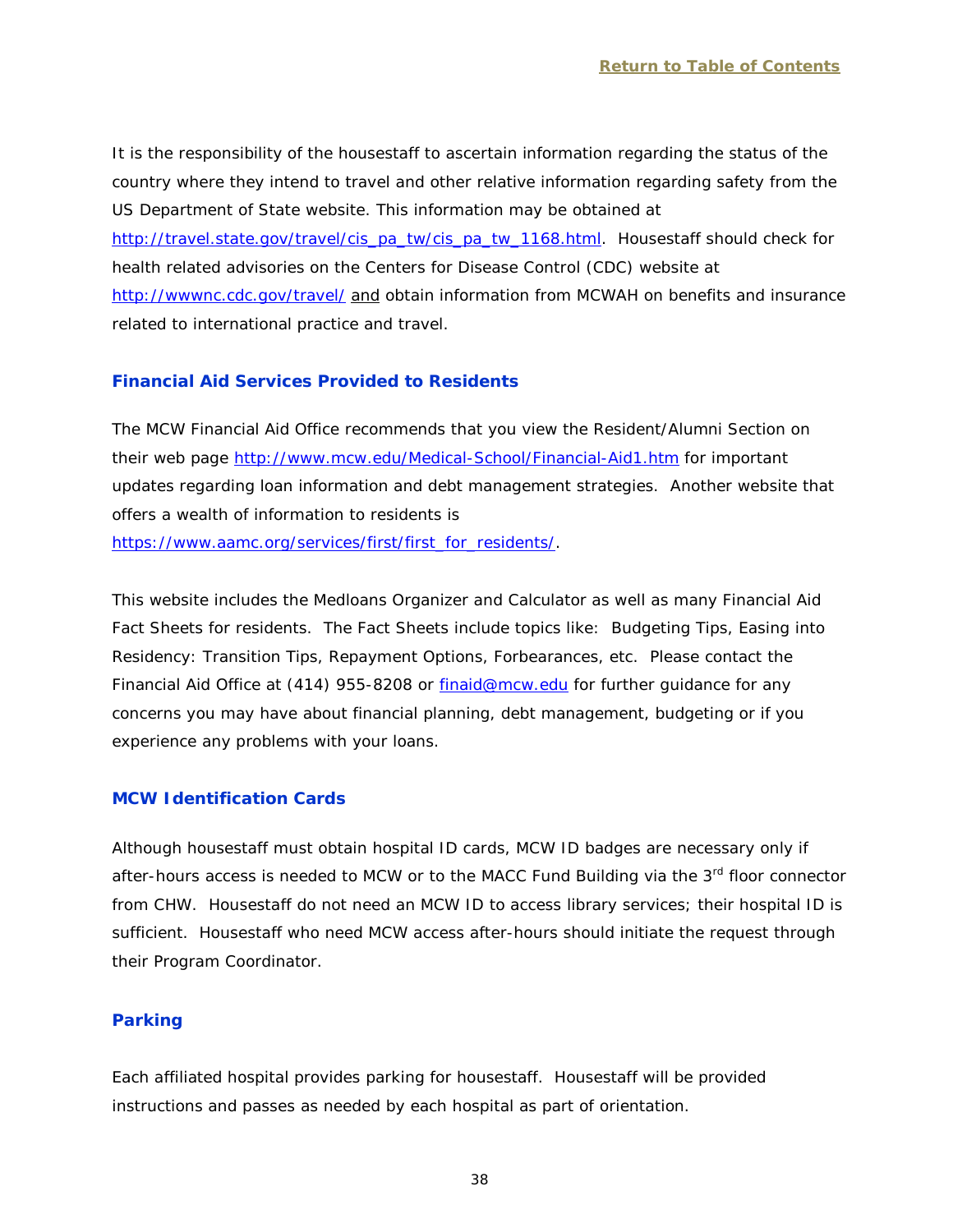It is the responsibility of the housestaff to ascertain information regarding the status of the country where they intend to travel and other relative information regarding safety from the US Department of State website. This information may be obtained at http://travel.state.gov/travel/cis_pa_tw/cis_pa_tw_1168.html. Housestaff should check for health related advisories on the Centers for Disease Control (CDC) website at http://wwwnc.cdc.gov/travel/ and obtain information from MCWAH on benefits and insurance related to international practice and travel.

## Financial Aid Services Provided to Residents

The MCW Financial Aid Office recommends that you view the Resident/Alumni Section on their web page http://www.mcw.edu/Medical-School/Financial-Aid1.htm for important updates regarding loan information and debt management strategies. Another website that offers a wealth of information to residents is https://www.aamc.org/services/first/first_for_residents/.

This website includes the Medloans Organizer and Calculator as well as many Financial Aid Fact Sheets for residents. The Fact Sheets include topics like: Budgeting Tips, Easing into Residency: Transition Tips, Repayment Options, Forbearances, etc. Please contact the Financial Aid Office at (414) 955-8208 or finaid@mcw.edu for further guidance for any concerns you may have about financial planning, debt management, budgeting or if you experience any problems with your loans.

## MCW Identification Cards

Although housestaff must obtain hospital ID cards, MCW ID badges are necessary only if after-hours access is needed to MCW or to the MACC Fund Building via the 3rd floor connector from CHW. Housestaff do not need an MCW ID to access library services; their hospital ID is sufficient. Housestaff who need MCW access after-hours should initiate the request through their Program Coordinator.

## Parking

Each affiliated hospital provides parking for housestaff. Housestaff will be provided instructions and passes as needed by each hospital as part of orientation.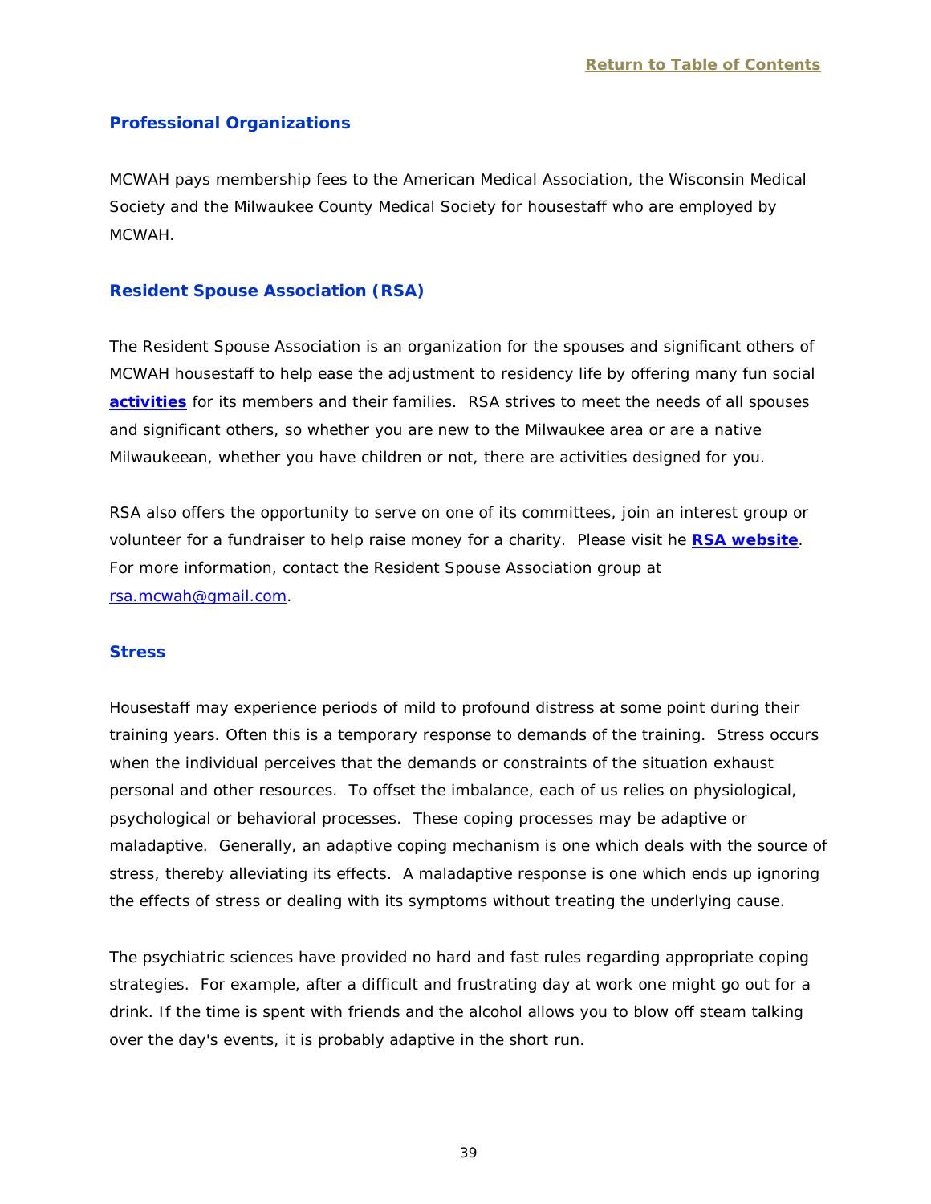Return to Table of Contents

## Professional Organizations

MCWAH pays membership fees to the American Medical Association, the Wisconsin Medical Society and the Milwaukee County Medical Society for housestaff who are employed by MCWAH.

## Resident Spouse Association (RSA)

The Resident Spouse Association is an organization for the spouses and significant others of MCWAH housestaff to help ease the adjustment to residency life by offering many fun social **activities** for its members and their families. RSA strives to meet the needs of all spouses and significant others, so whether you are new to the Milwaukee area or are a native Milwaukeean, whether you have children or not, there are activities designed for you.

RSA also offers the opportunity to serve on one of its committees, join an interest group or volunteer for a fundraiser to help raise money for a charity. Please visit he **RSA website**. For more information, contact the Resident Spouse Association group at rsa.mcwah@gmail.com.

## Stress

Housestaff may experience periods of mild to profound distress at some point during their training years. Often this is a temporary response to demands of the training. Stress occurs when the individual perceives that the demands or constraints of the situation exhaust personal and other resources. To offset the imbalance, each of us relies on physiological, psychological or behavioral processes. These coping processes may be adaptive or maladaptive. Generally, an adaptive coping mechanism is one which deals with the source of stress, thereby alleviating its effects. A maladaptive response is one which ends up ignoring the effects of stress or dealing with its symptoms without treating the underlying cause.

The psychiatric sciences have provided no hard and fast rules regarding appropriate coping strategies. For example, after a difficult and frustrating day at work one might go out for a drink. If the time is spent with friends and the alcohol allows you to blow off steam talking over the day's events, it is probably adaptive in the short run.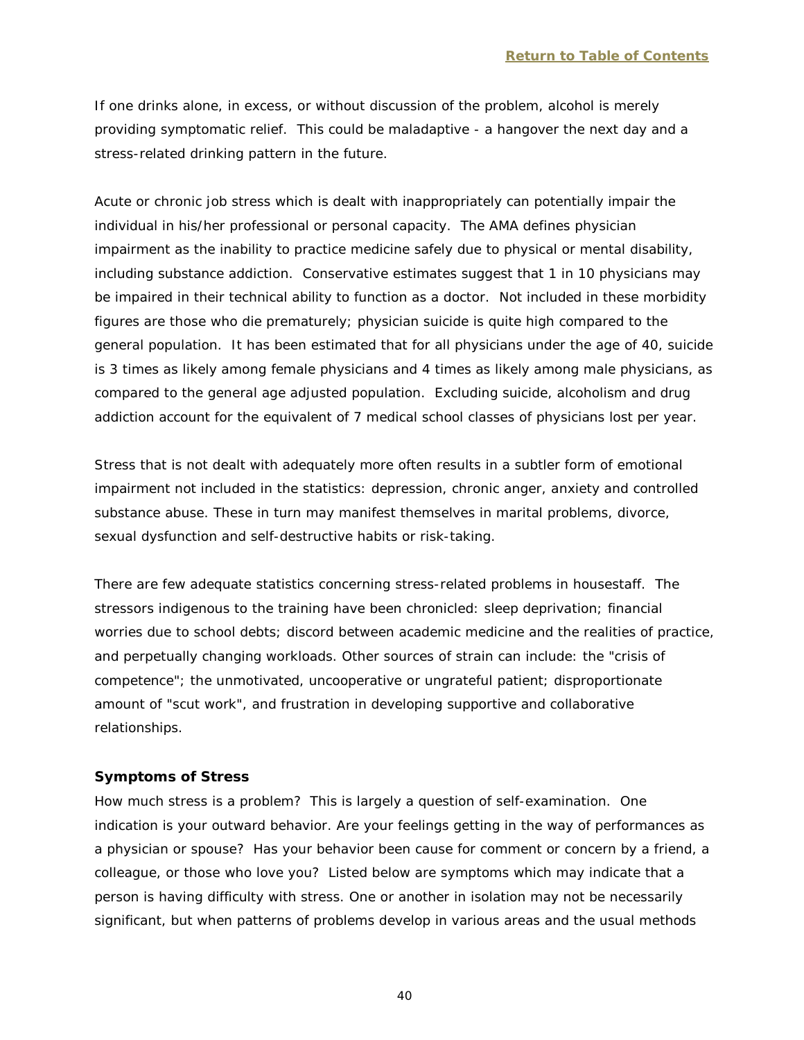If one drinks alone, in excess, or without discussion of the problem, alcohol is merely providing symptomatic relief. This could be maladaptive - a hangover the next day and a stress-related drinking pattern in the future.

Acute or chronic job stress which is dealt with inappropriately can potentially impair the individual in his/her professional or personal capacity. The AMA defines physician impairment as the inability to practice medicine safely due to physical or mental disability, including substance addiction. Conservative estimates suggest that 1 in 10 physicians may be impaired in their technical ability to function as a doctor. Not included in these morbidity figures are those who die prematurely; physician suicide is quite high compared to the general population. It has been estimated that for all physicians under the age of 40, suicide is 3 times as likely among female physicians and 4 times as likely among male physicians, as compared to the general age adjusted population. Excluding suicide, alcoholism and drug addiction account for the equivalent of 7 medical school classes of physicians lost per year.

Stress that is not dealt with adequately more often results in a subtler form of emotional impairment not included in the statistics: depression, chronic anger, anxiety and controlled substance abuse. These in turn may manifest themselves in marital problems, divorce, sexual dysfunction and self-destructive habits or risk-taking.

There are few adequate statistics concerning stress-related problems in housestaff. The stressors indigenous to the training have been chronicled: sleep deprivation; financial worries due to school debts; discord between academic medicine and the realities of practice, and perpetually changing workloads. Other sources of strain can include: the "crisis of competence"; the unmotivated, uncooperative or ungrateful patient; disproportionate amount of "scut work", and frustration in developing supportive and collaborative relationships.

**Symptoms of Stress**

How much stress is a problem? This is largely a question of self-examination. One indication is your outward behavior. Are your feelings getting in the way of performances as a physician or spouse? Has your behavior been cause for comment or concern by a friend, a colleague, or those who love you? Listed below are symptoms which may indicate that a person is having difficulty with stress. One or another in isolation may not be necessarily significant, but when patterns of problems develop in various areas and the usual methods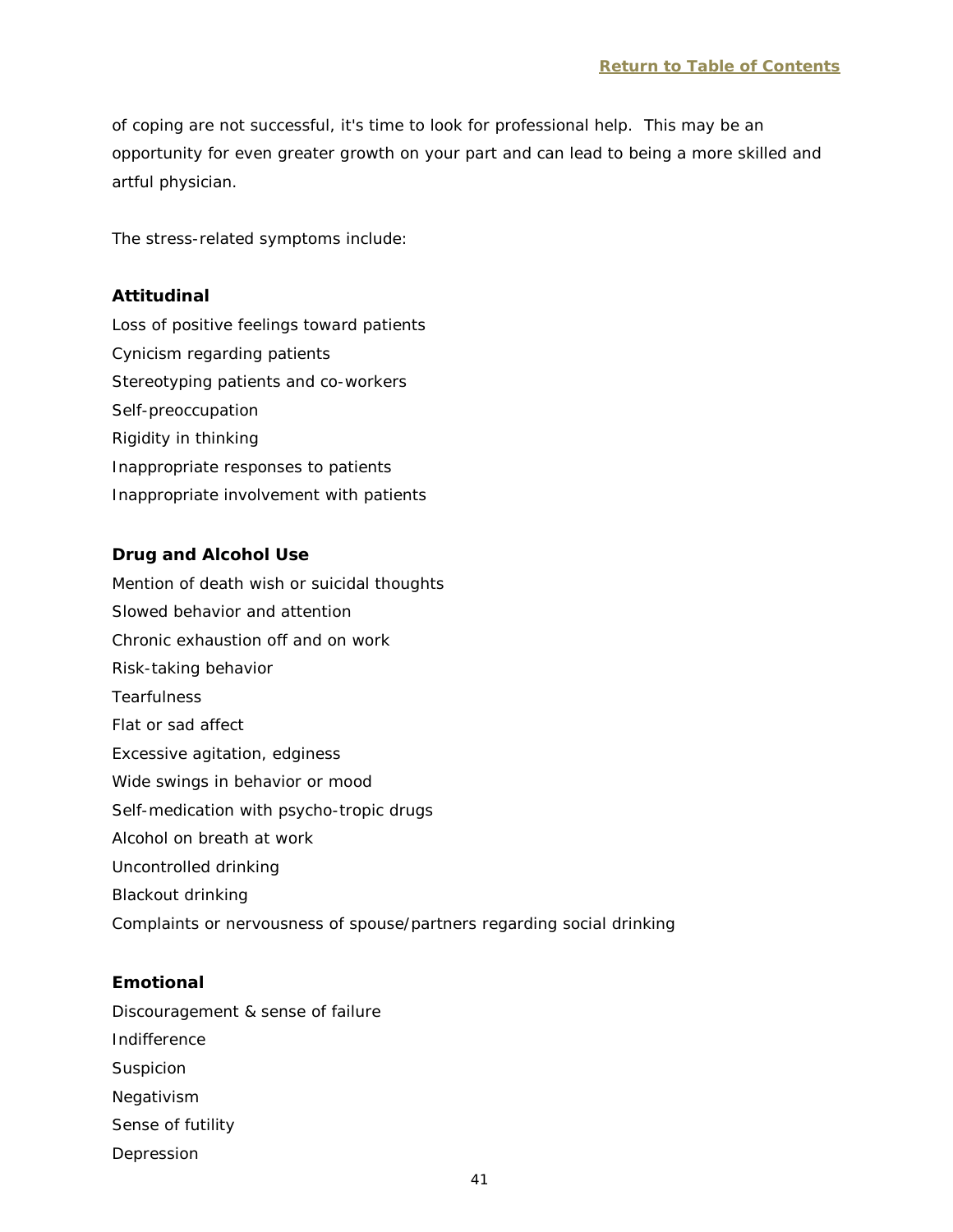of coping are not successful, it's time to look for professional help. This may be an opportunity for even greater growth on your part and can lead to being a more skilled and artful physician.

The stress-related symptoms include:

**Attitudinal**

Loss of positive feelings toward patients
Cynicism regarding patients
Stereotyping patients and co-workers
Self-preoccupation
Rigidity in thinking
Inappropriate responses to patients
Inappropriate involvement with patients

**Drug and Alcohol Use**

Mention of death wish or suicidal thoughts
Slowed behavior and attention
Chronic exhaustion off and on work
Risk-taking behavior
Tearfulness
Flat or sad affect
Excessive agitation, edginess
Wide swings in behavior or mood
Self-medication with psycho-tropic drugs
Alcohol on breath at work
Uncontrolled drinking
Blackout drinking
Complaints or nervousness of spouse/partners regarding social drinking

**Emotional**

Discouragement & sense of failure
Indifference
Suspicion
Negativism
Sense of futility
Depression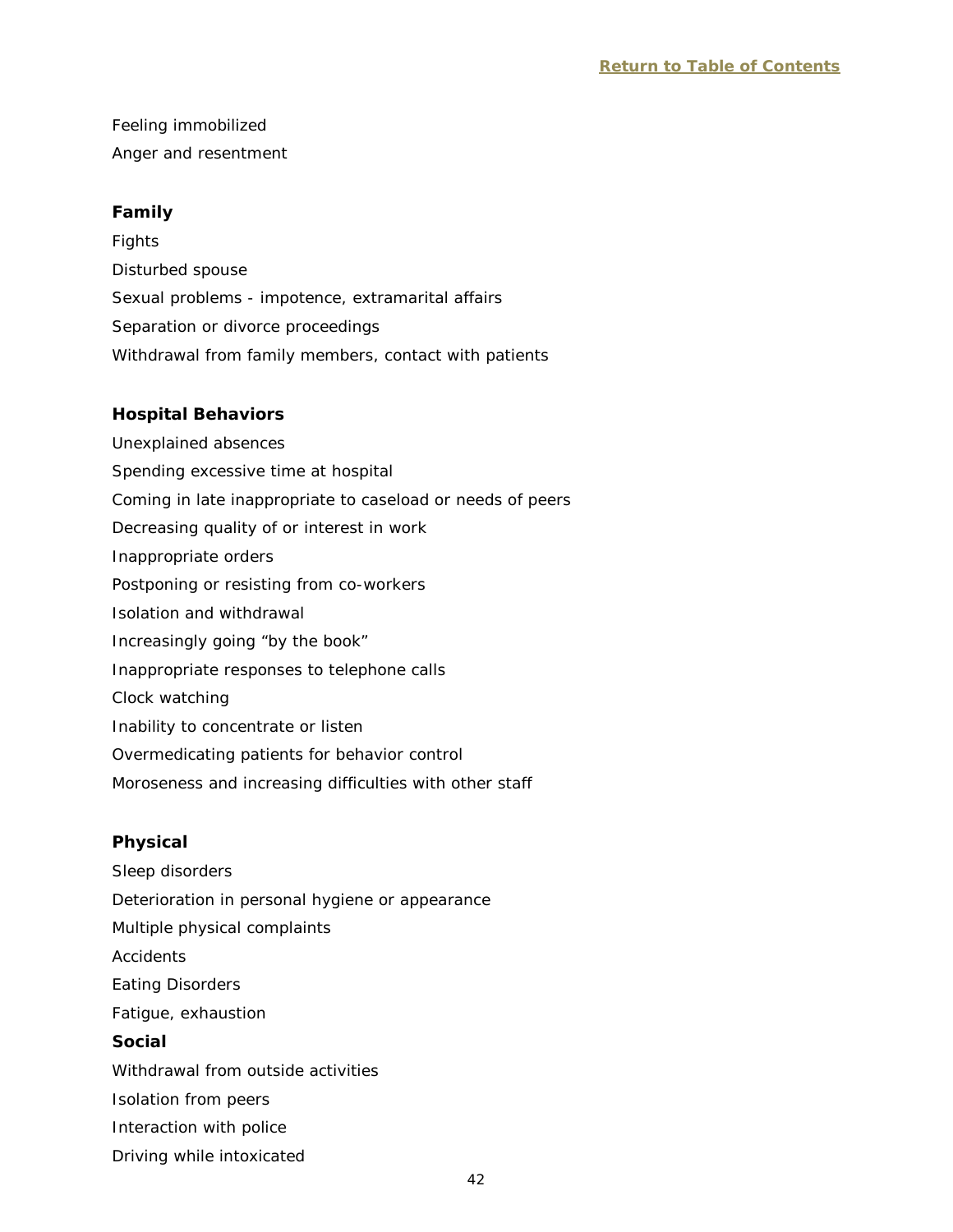Feeling immobilized

Anger and resentment

**Family**

Fights

Disturbed spouse

Sexual problems - impotence, extramarital affairs

Separation or divorce proceedings

Withdrawal from family members, contact with patients

**Hospital Behaviors**

Unexplained absences

Spending excessive time at hospital

Coming in late inappropriate to caseload or needs of peers

Decreasing quality of or interest in work

Inappropriate orders

Postponing or resisting from co-workers

Isolation and withdrawal

Increasingly going “by the book”

Inappropriate responses to telephone calls

Clock watching

Inability to concentrate or listen

Overmedicating patients for behavior control

Moroseness and increasing difficulties with other staff

**Physical**

Sleep disorders

Deterioration in personal hygiene or appearance

Multiple physical complaints

Accidents

Eating Disorders

Fatigue, exhaustion

**Social**

Withdrawal from outside activities

Isolation from peers

Interaction with police

Driving while intoxicated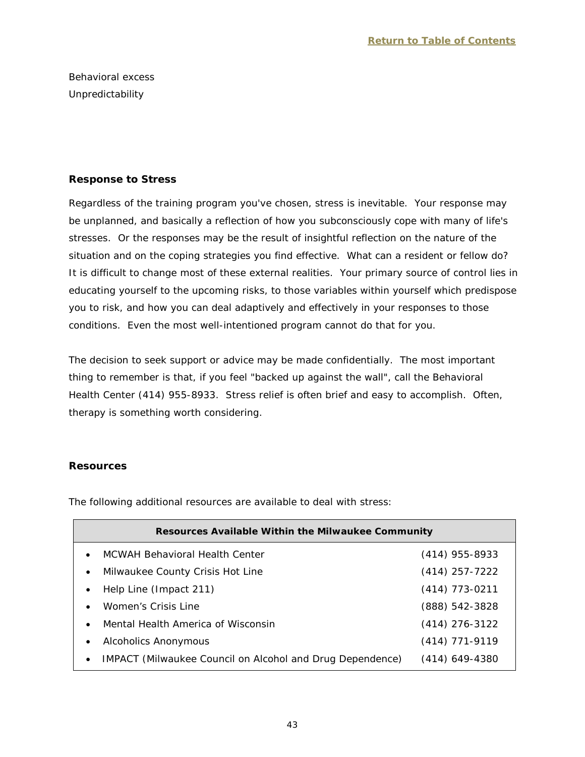[Return to Table of Contents](#)

Behavioral excess
Unpredictability

**Response to Stress**

Regardless of the training program you've chosen, stress is inevitable. Your response may be unplanned, and basically a reflection of how you subconsciously cope with many of life's stresses. Or the responses may be the result of insightful reflection on the nature of the situation and on the coping strategies you find effective. What can a resident or fellow do? It is difficult to change most of these external realities. Your primary source of control lies in educating yourself to the upcoming risks, to those variables within yourself which predispose you to risk, and how you can deal adaptively and effectively in your responses to those conditions. Even the most well-intentioned program cannot do that for you.

The decision to seek support or advice may be made confidentially. The most important thing to remember is that, if you feel "backed up against the wall", call the Behavioral Health Center (414) 955-8933. Stress relief is often brief and easy to accomplish. Often, therapy is something worth considering.

**Resources**

The following additional resources are available to deal with stress:

| Resources Available Within the Milwaukee Community | |
|---|---|
| • MCWAH Behavioral Health Center | (414) 955-8933 |
| • Milwaukee County Crisis Hot Line | (414) 257-7222 |
| • Help Line (Impact 211) | (414) 773-0211 |
| • Women's Crisis Line | (888) 542-3828 |
| • Mental Health America of Wisconsin | (414) 276-3122 |
| • Alcoholics Anonymous | (414) 771-9119 |
| • IMPACT (Milwaukee Council on Alcohol and Drug Dependence) | (414) 649-4380 |